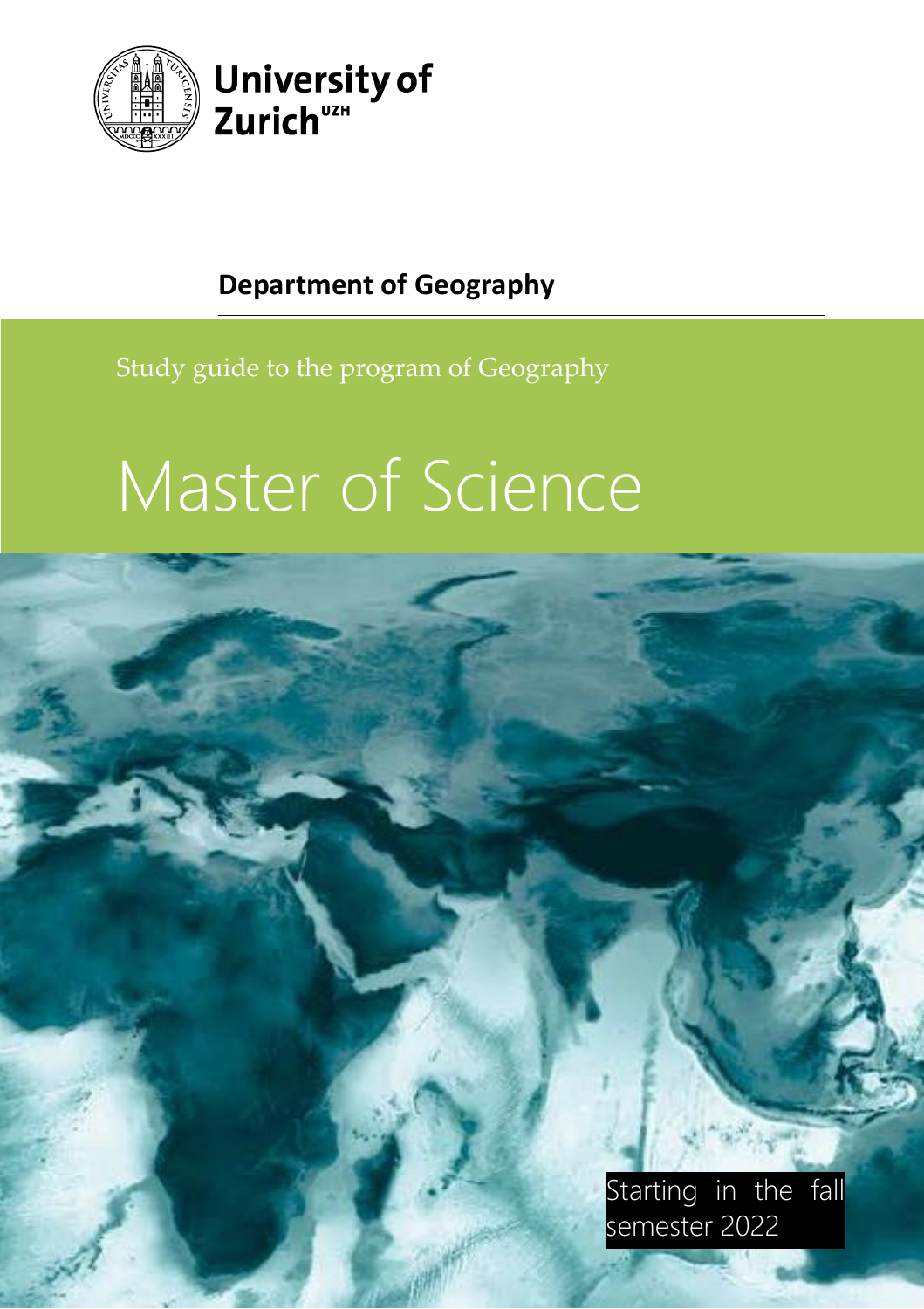University of Zurich[UZH]

## Department of Geography

Study guide to the program of Geography

# Master of Science

Starting in the fall semester 2022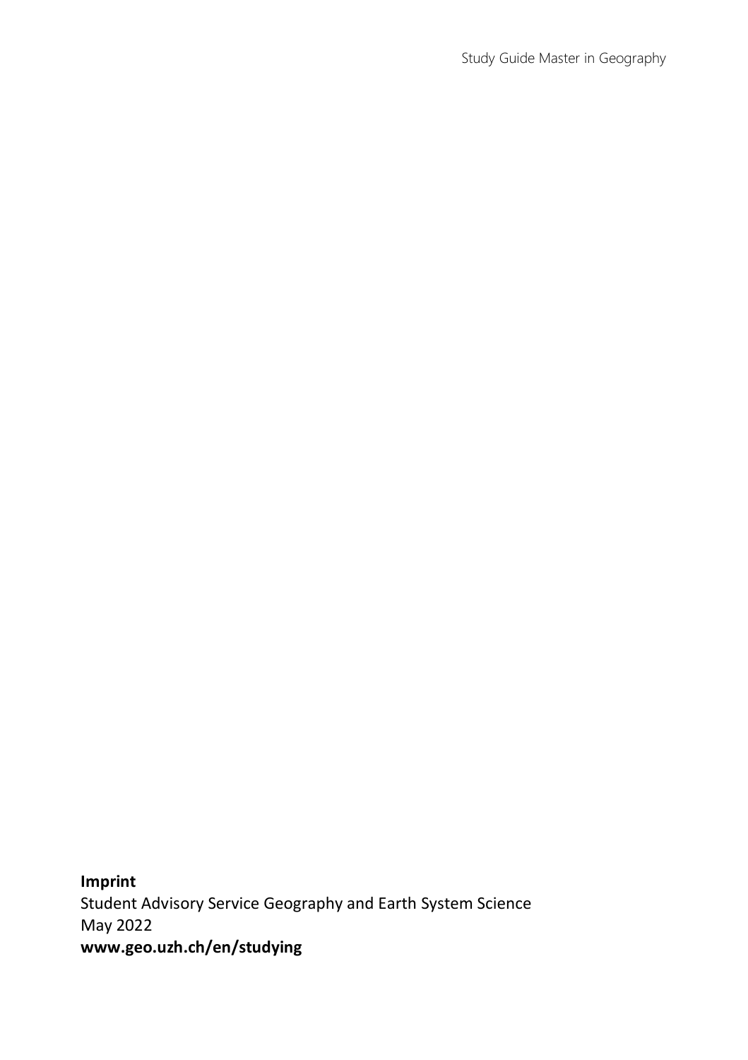**Imprint**
Student Advisory Service Geography and Earth System Science
May 2022
**www.geo.uzh.ch/en/studying**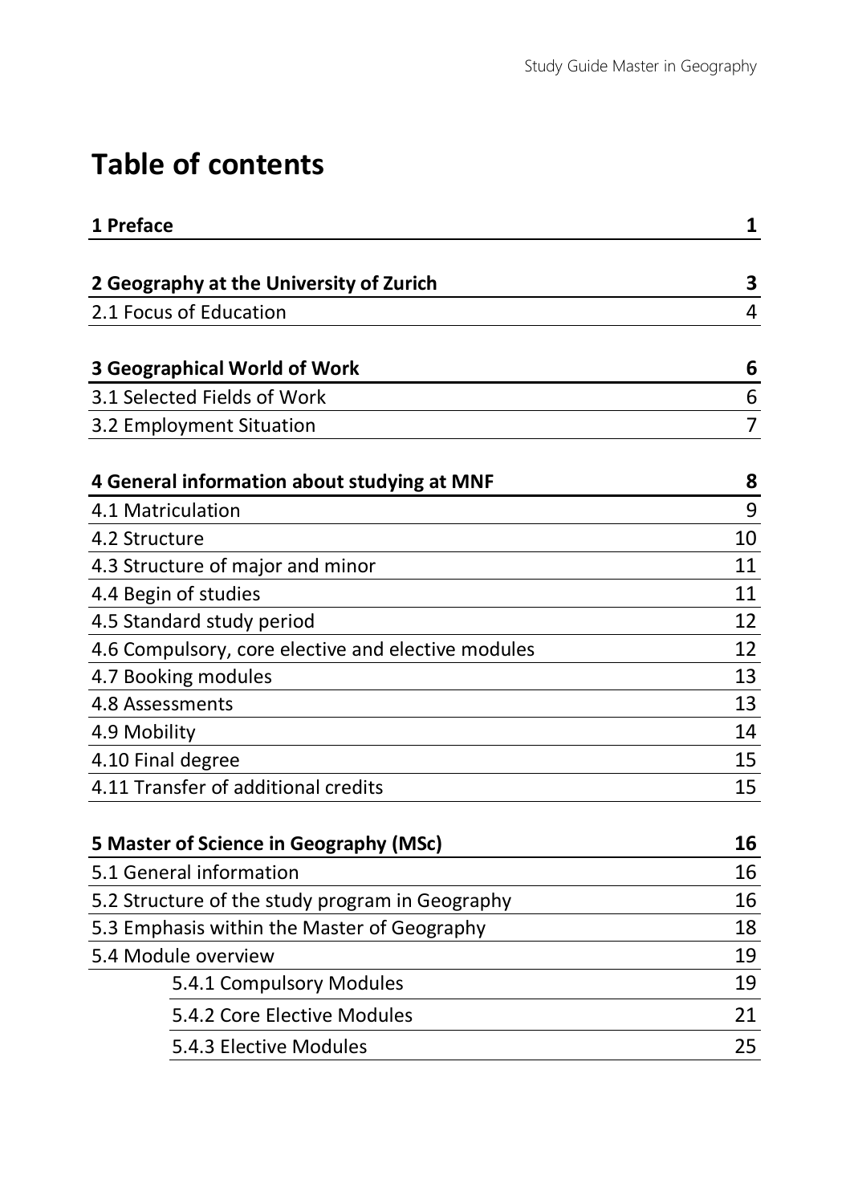# Table of contents

| | |
|---|---|
| **1 Preface** | **1** |
| | |
| **2 Geography at the University of Zurich** | **3** |
| 2.1 Focus of Education | 4 |
| | |
| **3 Geographical World of Work** | **6** |
| 3.1 Selected Fields of Work | 6 |
| 3.2 Employment Situation | 7 |
| | |
| **4 General information about studying at MNF** | **8** |
| 4.1 Matriculation | 9 |
| 4.2 Structure | 10 |
| 4.3 Structure of major and minor | 11 |
| 4.4 Begin of studies | 11 |
| 4.5 Standard study period | 12 |
| 4.6 Compulsory, core elective and elective modules | 12 |
| 4.7 Booking modules | 13 |
| 4.8 Assessments | 13 |
| 4.9 Mobility | 14 |
| 4.10 Final degree | 15 |
| 4.11 Transfer of additional credits | 15 |
| | |
| **5 Master of Science in Geography (MSc)** | **16** |
| 5.1 General information | 16 |
| 5.2 Structure of the study program in Geography | 16 |
| 5.3 Emphasis within the Master of Geography | 18 |
| 5.4 Module overview | 19 |
| 5.4.1 Compulsory Modules | 19 |
| 5.4.2 Core Elective Modules | 21 |
| 5.4.3 Elective Modules | 25 |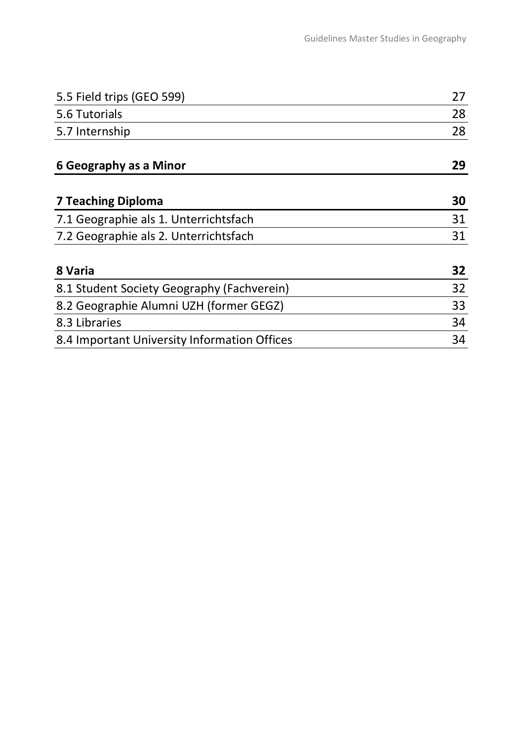5.5 Field trips (GEO 599) 27

5.6 Tutorials 28

5.7 Internship 28

**6 Geography as a Minor** **29**

**7 Teaching Diploma** **30**

7.1 Geographie als 1. Unterrichtsfach 31

7.2 Geographie als 2. Unterrichtsfach 31

**8 Varia** **32**

8.1 Student Society Geography (Fachverein) 32

8.2 Geographie Alumni UZH (former GEGZ) 33

8.3 Libraries 34

8.4 Important University Information Offices 34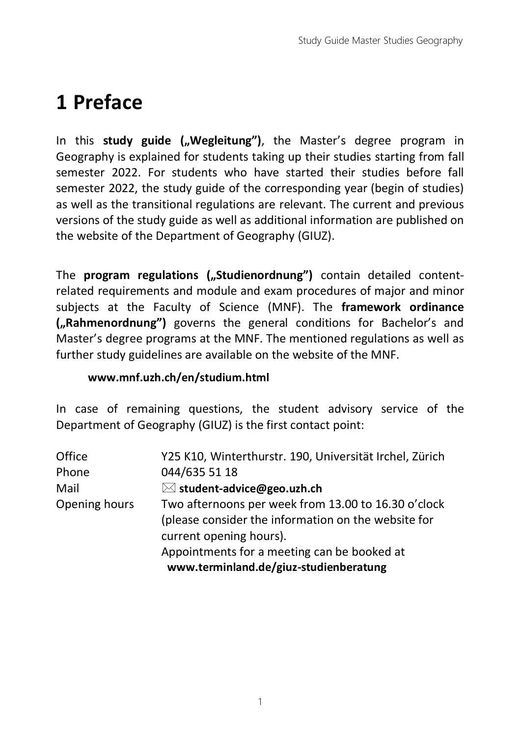# 1 Preface

In this **study guide („Wegleitung")**, the Master's degree program in Geography is explained for students taking up their studies starting from fall semester 2022. For students who have started their studies before fall semester 2022, the study guide of the corresponding year (begin of studies) as well as the transitional regulations are relevant. The current and previous versions of the study guide as well as additional information are published on the website of the Department of Geography (GIUZ).

The **program regulations („Studienordnung")** contain detailed content-related requirements and module and exam procedures of major and minor subjects at the Faculty of Science (MNF). The **framework ordinance („Rahmenordnung")** governs the general conditions for Bachelor's and Master's degree programs at the MNF. The mentioned regulations as well as further study guidelines are available on the website of the MNF.

**www.mnf.uzh.ch/en/studium.html**

In case of remaining questions, the student advisory service of the Department of Geography (GIUZ) is the first contact point:

| | |
|---|---|
| Office | Y25 K10, Winterthurstr. 190, Universität Irchel, Zürich |
| Phone | 044/635 51 18 |
| Mail | ✉ **student-advice@geo.uzh.ch** |
| Opening hours | Two afternoons per week from 13.00 to 16.30 o'clock (please consider the information on the website for current opening hours). Appointments for a meeting can be booked at **www.terminland.de/giuz-studienberatung** |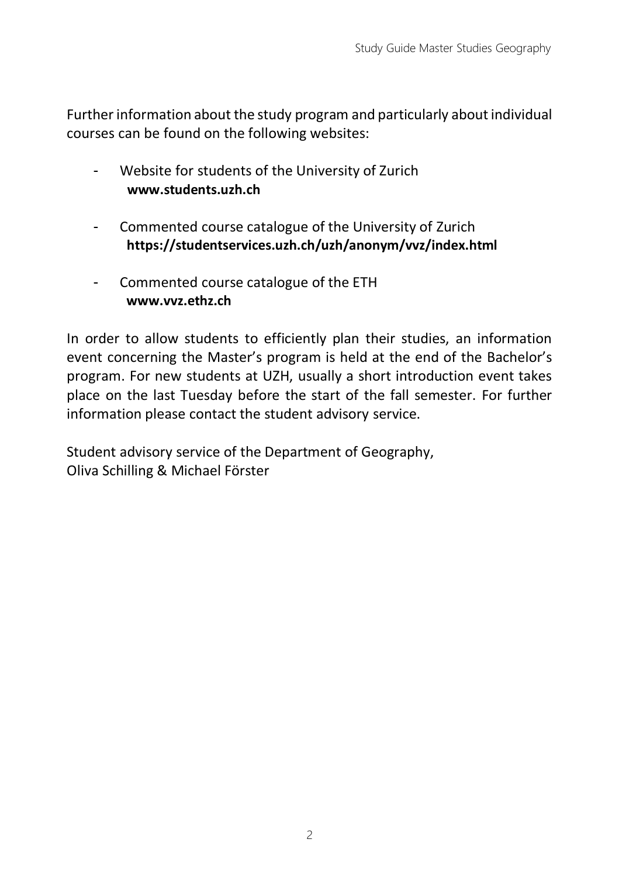Further information about the study program and particularly about individual courses can be found on the following websites:

- Website for students of the University of Zurich
  **www.students.uzh.ch**

- Commented course catalogue of the University of Zurich
  **https://studentservices.uzh.ch/uzh/anonym/vvz/index.html**

- Commented course catalogue of the ETH
  **www.vvz.ethz.ch**

In order to allow students to efficiently plan their studies, an information event concerning the Master's program is held at the end of the Bachelor's program. For new students at UZH, usually a short introduction event takes place on the last Tuesday before the start of the fall semester. For further information please contact the student advisory service.

Student advisory service of the Department of Geography,
Oliva Schilling & Michael Förster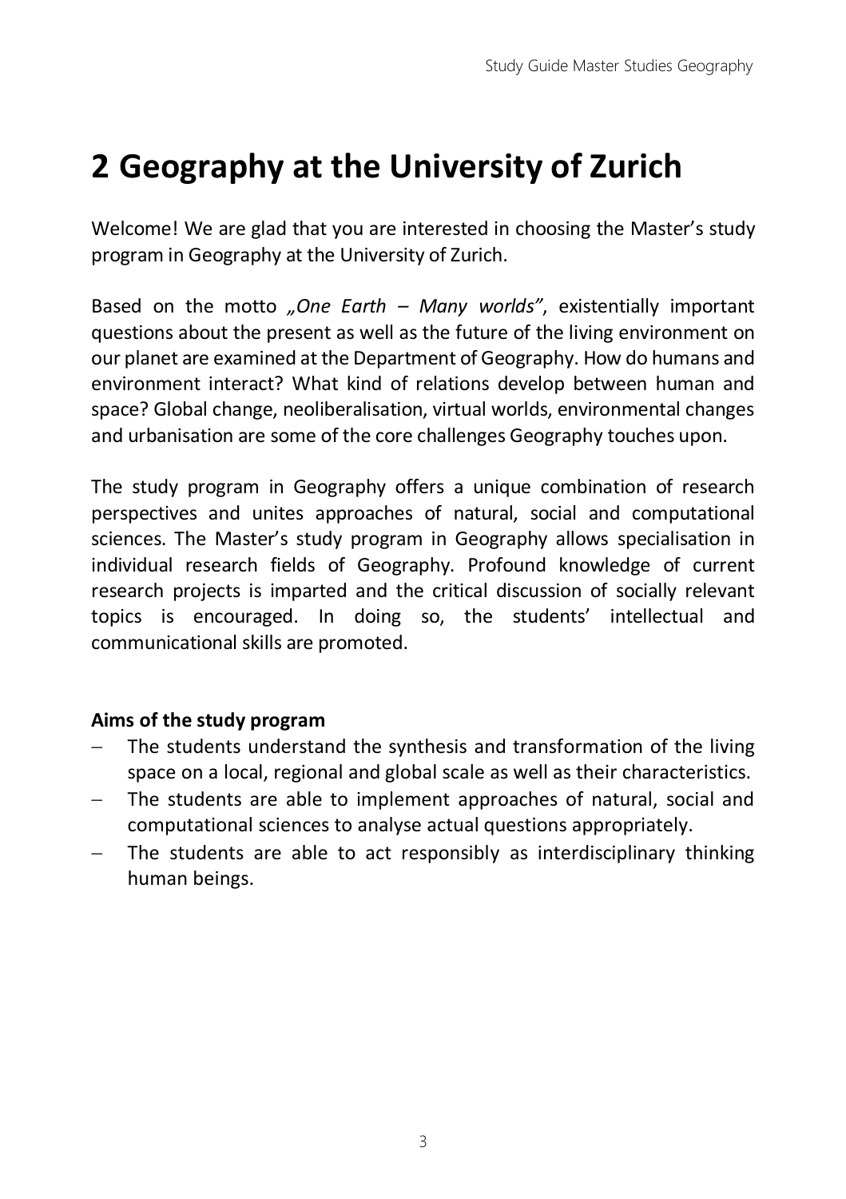# 2 Geography at the University of Zurich

Welcome! We are glad that you are interested in choosing the Master's study program in Geography at the University of Zurich.

Based on the motto *„One Earth – Many worlds"*, existentially important questions about the present as well as the future of the living environment on our planet are examined at the Department of Geography. How do humans and environment interact? What kind of relations develop between human and space? Global change, neoliberalisation, virtual worlds, environmental changes and urbanisation are some of the core challenges Geography touches upon.

The study program in Geography offers a unique combination of research perspectives and unites approaches of natural, social and computational sciences. The Master's study program in Geography allows specialisation in individual research fields of Geography. Profound knowledge of current research projects is imparted and the critical discussion of socially relevant topics is encouraged. In doing so, the students' intellectual and communicational skills are promoted.

**Aims of the study program**

- The students understand the synthesis and transformation of the living space on a local, regional and global scale as well as their characteristics.
- The students are able to implement approaches of natural, social and computational sciences to analyse actual questions appropriately.
- The students are able to act responsibly as interdisciplinary thinking human beings.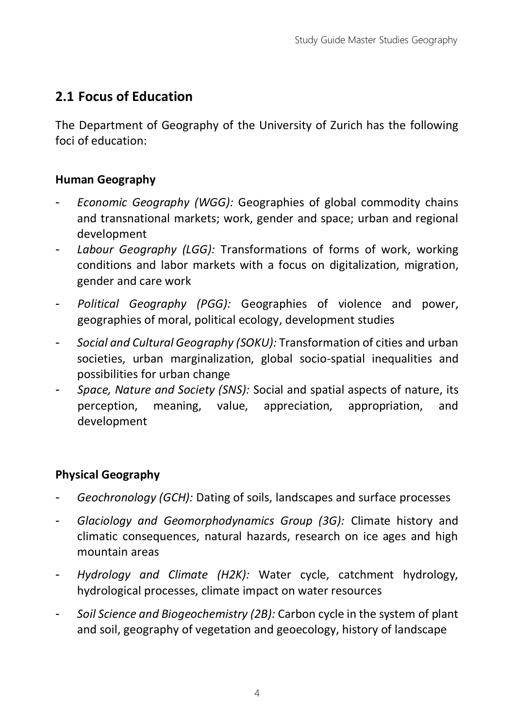## 2.1 Focus of Education

The Department of Geography of the University of Zurich has the following foci of education:

**Human Geography**

- *Economic Geography (WGG):* Geographies of global commodity chains and transnational markets; work, gender and space; urban and regional development
- *Labour Geography (LGG):* Transformations of forms of work, working conditions and labor markets with a focus on digitalization, migration, gender and care work
- *Political Geography (PGG):* Geographies of violence and power, geographies of moral, political ecology, development studies
- *Social and Cultural Geography (SOKU):* Transformation of cities and urban societies, urban marginalization, global socio-spatial inequalities and possibilities for urban change
- *Space, Nature and Society (SNS):* Social and spatial aspects of nature, its perception, meaning, value, appreciation, appropriation, and development

**Physical Geography**

- *Geochronology (GCH):* Dating of soils, landscapes and surface processes
- *Glaciology and Geomorphodynamics Group (3G):* Climate history and climatic consequences, natural hazards, research on ice ages and high mountain areas
- *Hydrology and Climate (H2K):* Water cycle, catchment hydrology, hydrological processes, climate impact on water resources
- *Soil Science and Biogeochemistry (2B):* Carbon cycle in the system of plant and soil, geography of vegetation and geoecology, history of landscape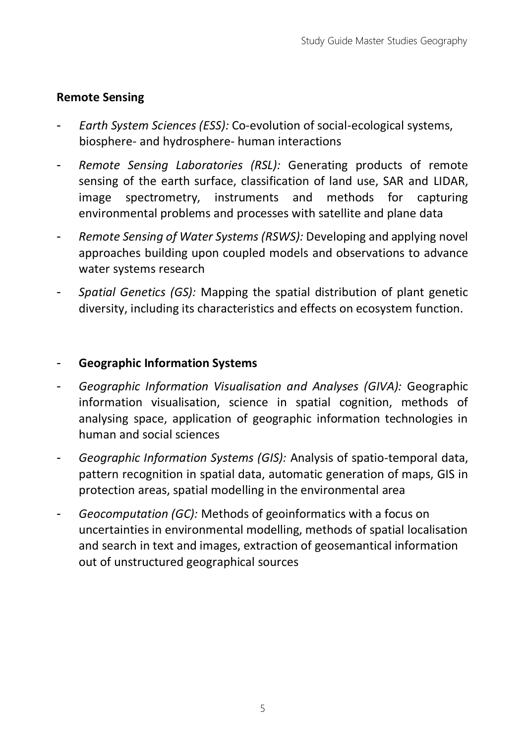**Remote Sensing**

- *Earth System Sciences (ESS):* Co-evolution of social-ecological systems, biosphere- and hydrosphere- human interactions
- *Remote Sensing Laboratories (RSL):* Generating products of remote sensing of the earth surface, classification of land use, SAR and LIDAR, image spectrometry, instruments and methods for capturing environmental problems and processes with satellite and plane data
- *Remote Sensing of Water Systems (RSWS):* Developing and applying novel approaches building upon coupled models and observations to advance water systems research
- *Spatial Genetics (GS):* Mapping the spatial distribution of plant genetic diversity, including its characteristics and effects on ecosystem function.

- **Geographic Information Systems**
- *Geographic Information Visualisation and Analyses (GIVA):* Geographic information visualisation, science in spatial cognition, methods of analysing space, application of geographic information technologies in human and social sciences
- *Geographic Information Systems (GIS):* Analysis of spatio-temporal data, pattern recognition in spatial data, automatic generation of maps, GIS in protection areas, spatial modelling in the environmental area
- *Geocomputation (GC):* Methods of geoinformatics with a focus on uncertainties in environmental modelling, methods of spatial localisation and search in text and images, extraction of geosemantical information out of unstructured geographical sources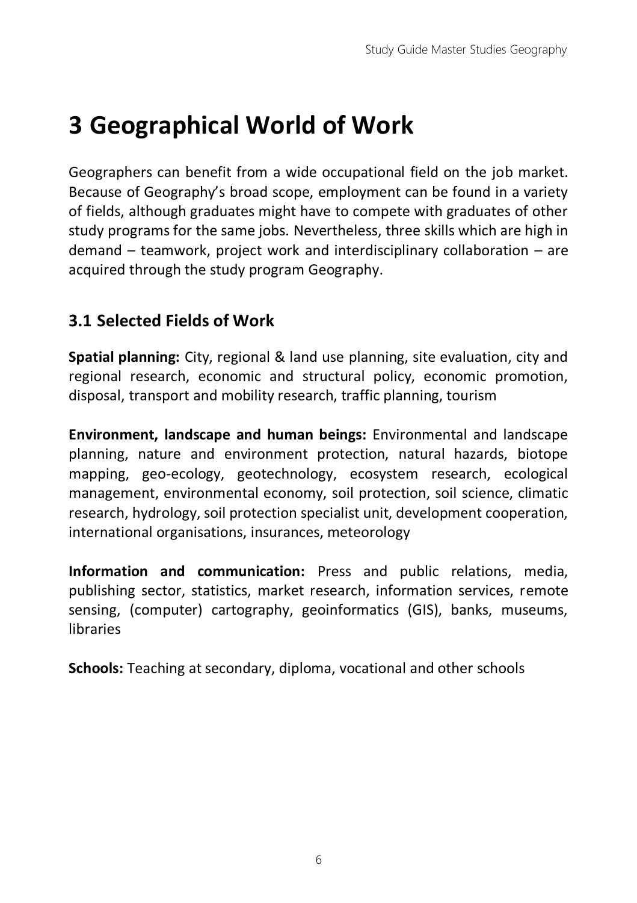# 3 Geographical World of Work

Geographers can benefit from a wide occupational field on the job market. Because of Geography's broad scope, employment can be found in a variety of fields, although graduates might have to compete with graduates of other study programs for the same jobs. Nevertheless, three skills which are high in demand – teamwork, project work and interdisciplinary collaboration – are acquired through the study program Geography.

## 3.1 Selected Fields of Work

**Spatial planning:** City, regional & land use planning, site evaluation, city and regional research, economic and structural policy, economic promotion, disposal, transport and mobility research, traffic planning, tourism

**Environment, landscape and human beings:** Environmental and landscape planning, nature and environment protection, natural hazards, biotope mapping, geo-ecology, geotechnology, ecosystem research, ecological management, environmental economy, soil protection, soil science, climatic research, hydrology, soil protection specialist unit, development cooperation, international organisations, insurances, meteorology

**Information and communication:** Press and public relations, media, publishing sector, statistics, market research, information services, remote sensing, (computer) cartography, geoinformatics (GIS), banks, museums, libraries

**Schools:** Teaching at secondary, diploma, vocational and other schools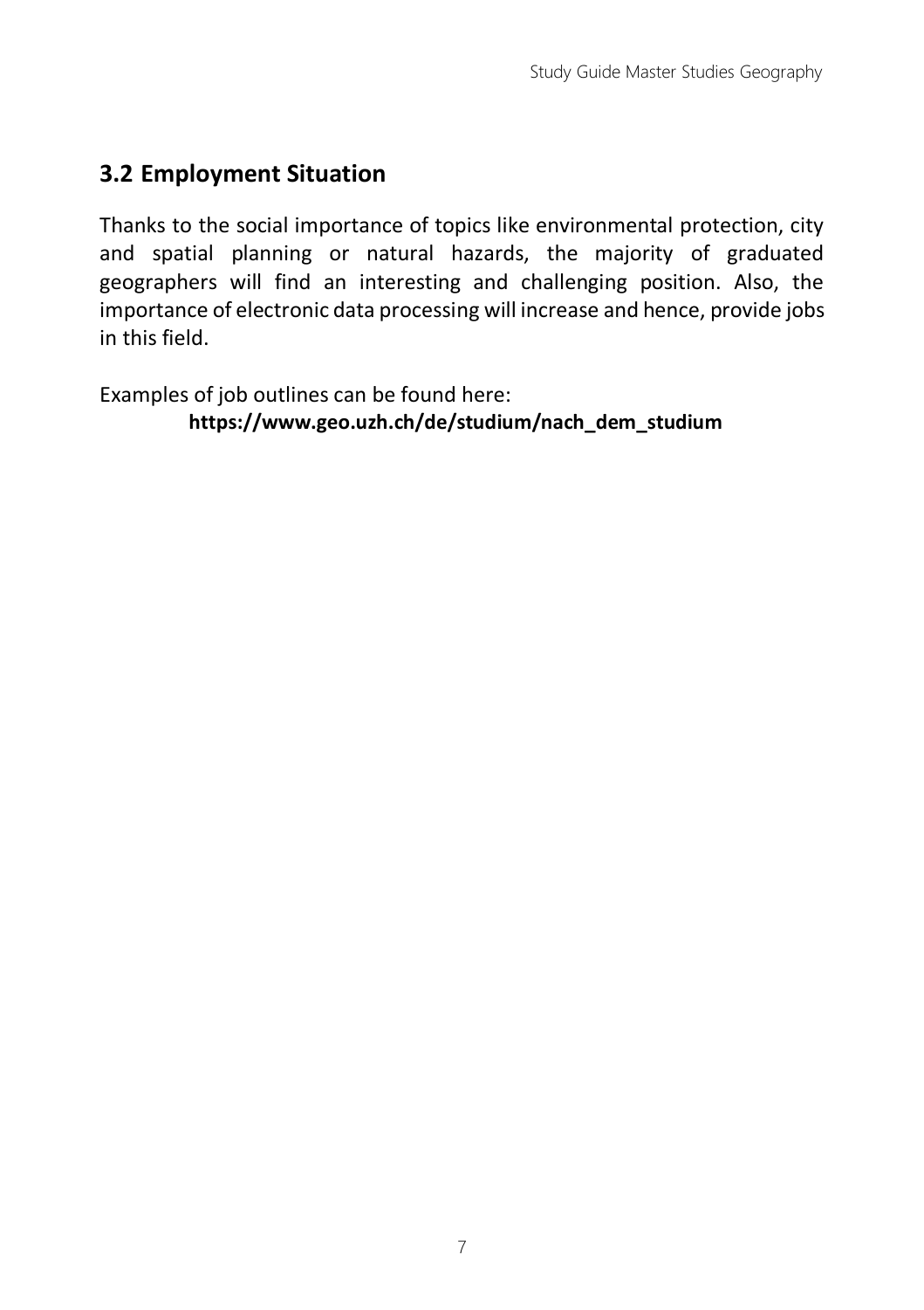## 3.2 Employment Situation

Thanks to the social importance of topics like environmental protection, city and spatial planning or natural hazards, the majority of graduated geographers will find an interesting and challenging position. Also, the importance of electronic data processing will increase and hence, provide jobs in this field.

Examples of job outlines can be found here:

**https://www.geo.uzh.ch/de/studium/nach_dem_studium**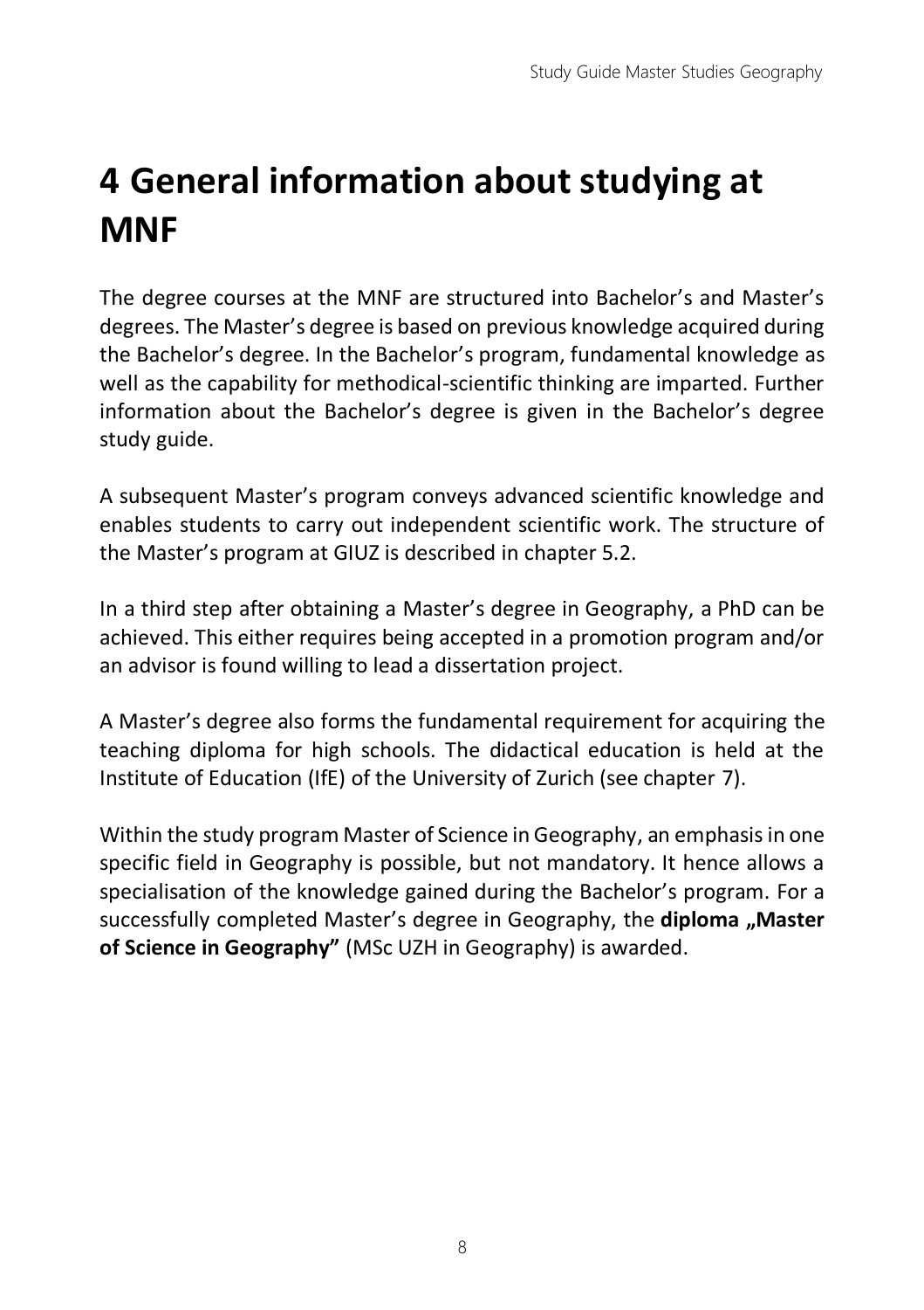# 4 General information about studying at MNF

The degree courses at the MNF are structured into Bachelor's and Master's degrees. The Master's degree is based on previous knowledge acquired during the Bachelor's degree. In the Bachelor's program, fundamental knowledge as well as the capability for methodical-scientific thinking are imparted. Further information about the Bachelor's degree is given in the Bachelor's degree study guide.

A subsequent Master's program conveys advanced scientific knowledge and enables students to carry out independent scientific work. The structure of the Master's program at GIUZ is described in chapter 5.2.

In a third step after obtaining a Master's degree in Geography, a PhD can be achieved. This either requires being accepted in a promotion program and/or an advisor is found willing to lead a dissertation project.

A Master's degree also forms the fundamental requirement for acquiring the teaching diploma for high schools. The didactical education is held at the Institute of Education (IfE) of the University of Zurich (see chapter 7).

Within the study program Master of Science in Geography, an emphasis in one specific field in Geography is possible, but not mandatory. It hence allows a specialisation of the knowledge gained during the Bachelor's program. For a successfully completed Master's degree in Geography, the **diploma „Master of Science in Geography"** (MSc UZH in Geography) is awarded.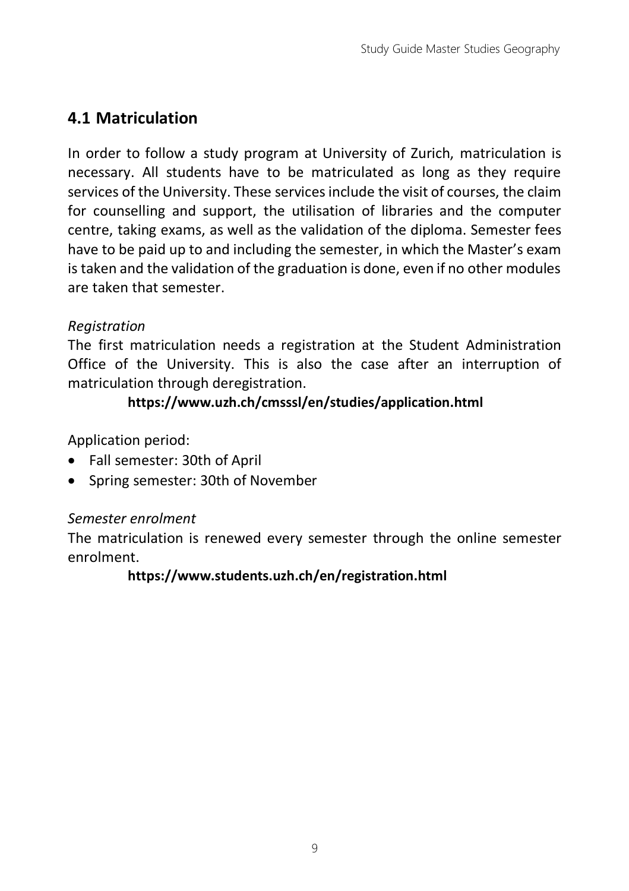## 4.1 Matriculation

In order to follow a study program at University of Zurich, matriculation is necessary. All students have to be matriculated as long as they require services of the University. These services include the visit of courses, the claim for counselling and support, the utilisation of libraries and the computer centre, taking exams, as well as the validation of the diploma. Semester fees have to be paid up to and including the semester, in which the Master's exam is taken and the validation of the graduation is done, even if no other modules are taken that semester.

*Registration*

The first matriculation needs a registration at the Student Administration Office of the University. This is also the case after an interruption of matriculation through deregistration.

**https://www.uzh.ch/cmsssl/en/studies/application.html**

Application period:

- Fall semester: 30th of April
- Spring semester: 30th of November

*Semester enrolment*

The matriculation is renewed every semester through the online semester enrolment.

**https://www.students.uzh.ch/en/registration.html**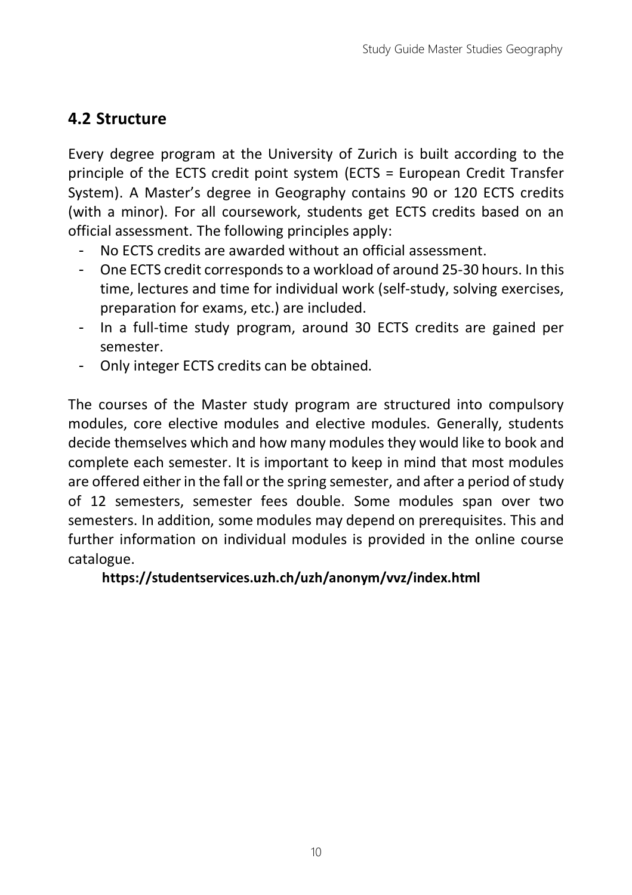## 4.2 Structure

Every degree program at the University of Zurich is built according to the principle of the ECTS credit point system (ECTS = European Credit Transfer System). A Master's degree in Geography contains 90 or 120 ECTS credits (with a minor). For all coursework, students get ECTS credits based on an official assessment. The following principles apply:

- No ECTS credits are awarded without an official assessment.
- One ECTS credit corresponds to a workload of around 25-30 hours. In this time, lectures and time for individual work (self-study, solving exercises, preparation for exams, etc.) are included.
- In a full-time study program, around 30 ECTS credits are gained per semester.
- Only integer ECTS credits can be obtained.

The courses of the Master study program are structured into compulsory modules, core elective modules and elective modules. Generally, students decide themselves which and how many modules they would like to book and complete each semester. It is important to keep in mind that most modules are offered either in the fall or the spring semester, and after a period of study of 12 semesters, semester fees double. Some modules span over two semesters. In addition, some modules may depend on prerequisites. This and further information on individual modules is provided in the online course catalogue.

**https://studentservices.uzh.ch/uzh/anonym/vvz/index.html**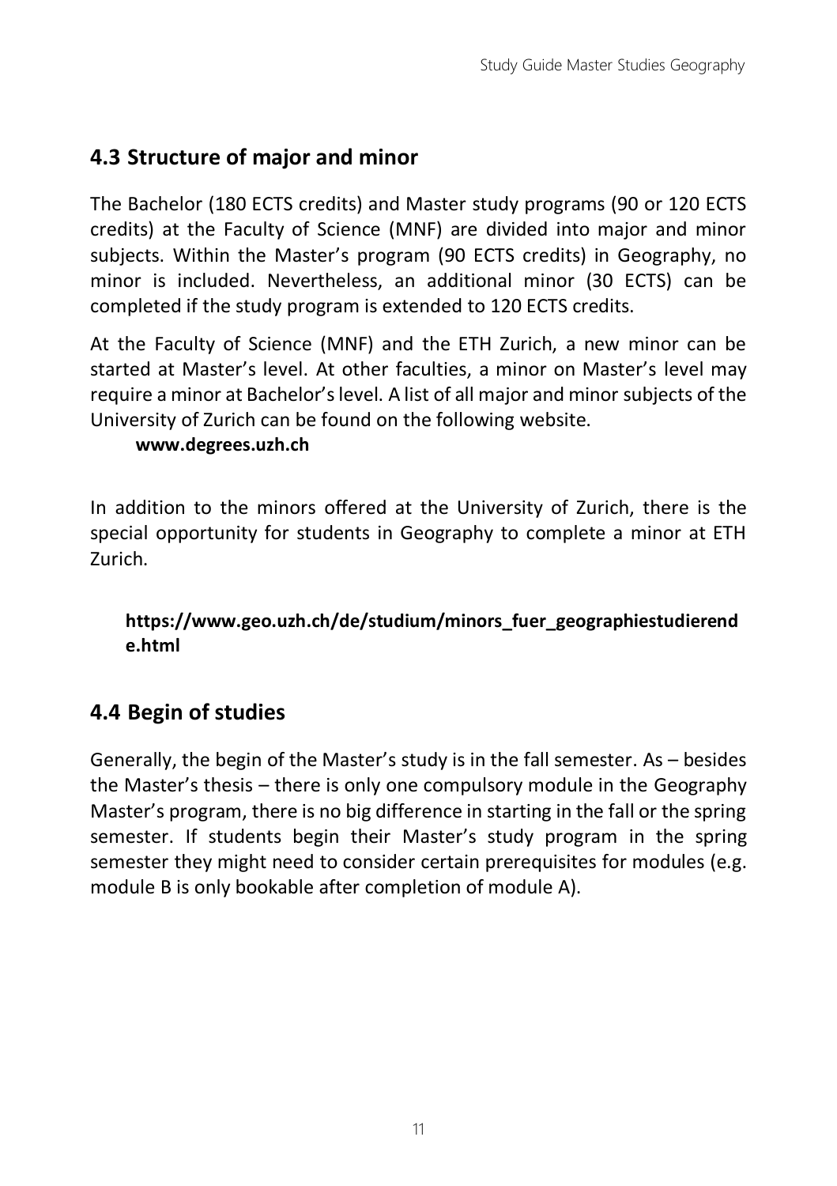## 4.3 Structure of major and minor

The Bachelor (180 ECTS credits) and Master study programs (90 or 120 ECTS credits) at the Faculty of Science (MNF) are divided into major and minor subjects. Within the Master's program (90 ECTS credits) in Geography, no minor is included. Nevertheless, an additional minor (30 ECTS) can be completed if the study program is extended to 120 ECTS credits.

At the Faculty of Science (MNF) and the ETH Zurich, a new minor can be started at Master's level. At other faculties, a minor on Master's level may require a minor at Bachelor's level. A list of all major and minor subjects of the University of Zurich can be found on the following website.

**www.degrees.uzh.ch**

In addition to the minors offered at the University of Zurich, there is the special opportunity for students in Geography to complete a minor at ETH Zurich.

**https://www.geo.uzh.ch/de/studium/minors_fuer_geographiestudierende.html**

## 4.4 Begin of studies

Generally, the begin of the Master's study is in the fall semester. As – besides the Master's thesis – there is only one compulsory module in the Geography Master's program, there is no big difference in starting in the fall or the spring semester. If students begin their Master's study program in the spring semester they might need to consider certain prerequisites for modules (e.g. module B is only bookable after completion of module A).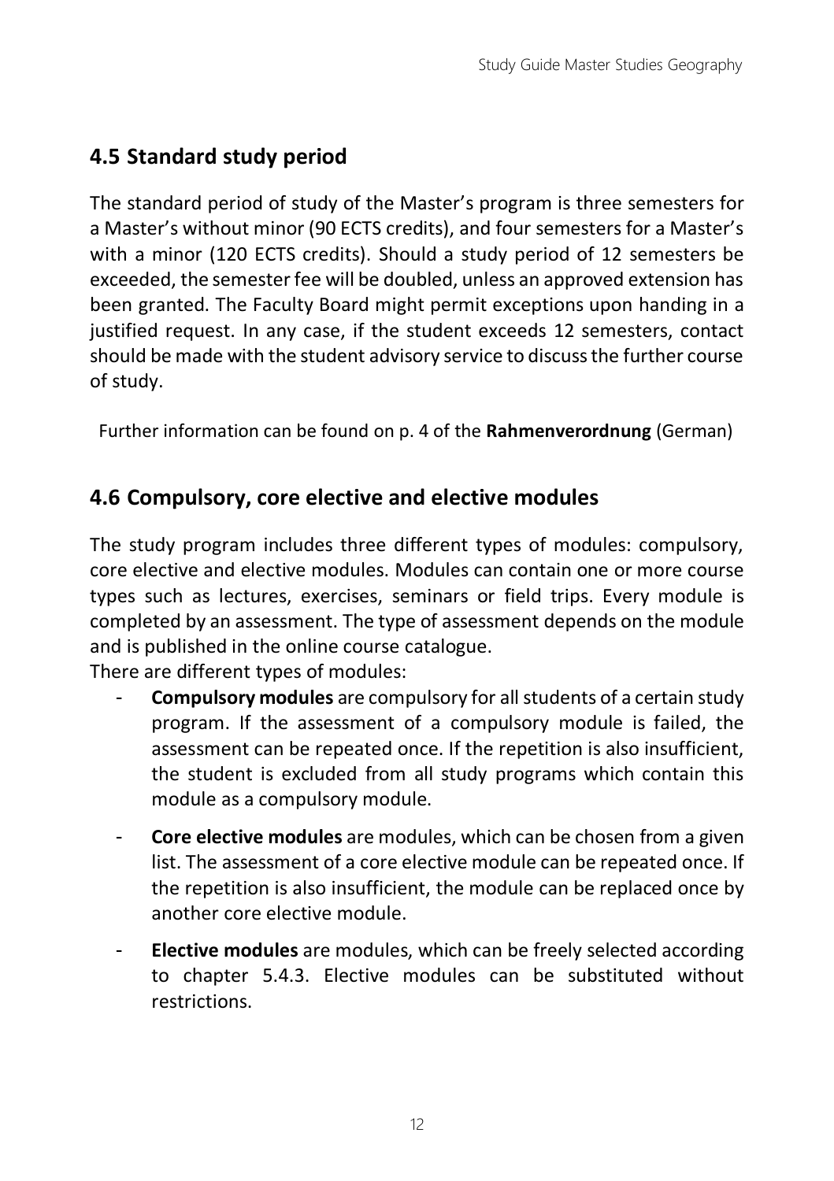## 4.5 Standard study period

The standard period of study of the Master's program is three semesters for a Master's without minor (90 ECTS credits), and four semesters for a Master's with a minor (120 ECTS credits). Should a study period of 12 semesters be exceeded, the semester fee will be doubled, unless an approved extension has been granted. The Faculty Board might permit exceptions upon handing in a justified request. In any case, if the student exceeds 12 semesters, contact should be made with the student advisory service to discuss the further course of study.

Further information can be found on p. 4 of the **Rahmenverordnung** (German)

## 4.6 Compulsory, core elective and elective modules

The study program includes three different types of modules: compulsory, core elective and elective modules. Modules can contain one or more course types such as lectures, exercises, seminars or field trips. Every module is completed by an assessment. The type of assessment depends on the module and is published in the online course catalogue.

There are different types of modules:

- **Compulsory modules** are compulsory for all students of a certain study program. If the assessment of a compulsory module is failed, the assessment can be repeated once. If the repetition is also insufficient, the student is excluded from all study programs which contain this module as a compulsory module.
- **Core elective modules** are modules, which can be chosen from a given list. The assessment of a core elective module can be repeated once. If the repetition is also insufficient, the module can be replaced once by another core elective module.
- **Elective modules** are modules, which can be freely selected according to chapter 5.4.3. Elective modules can be substituted without restrictions.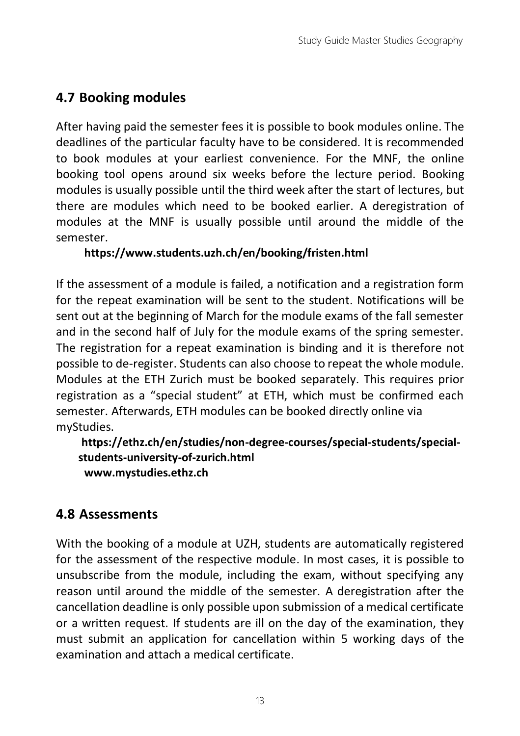## 4.7 Booking modules

After having paid the semester fees it is possible to book modules online. The deadlines of the particular faculty have to be considered. It is recommended to book modules at your earliest convenience. For the MNF, the online booking tool opens around six weeks before the lecture period. Booking modules is usually possible until the third week after the start of lectures, but there are modules which need to be booked earlier. A deregistration of modules at the MNF is usually possible until around the middle of the semester.

**https://www.students.uzh.ch/en/booking/fristen.html**

If the assessment of a module is failed, a notification and a registration form for the repeat examination will be sent to the student. Notifications will be sent out at the beginning of March for the module exams of the fall semester and in the second half of July for the module exams of the spring semester. The registration for a repeat examination is binding and it is therefore not possible to de-register. Students can also choose to repeat the whole module. Modules at the ETH Zurich must be booked separately. This requires prior registration as a "special student" at ETH, which must be confirmed each semester. Afterwards, ETH modules can be booked directly online via myStudies.

**https://ethz.ch/en/studies/non-degree-courses/special-students/special-students-university-of-zurich.html**
**www.mystudies.ethz.ch**

## 4.8 Assessments

With the booking of a module at UZH, students are automatically registered for the assessment of the respective module. In most cases, it is possible to unsubscribe from the module, including the exam, without specifying any reason until around the middle of the semester. A deregistration after the cancellation deadline is only possible upon submission of a medical certificate or a written request. If students are ill on the day of the examination, they must submit an application for cancellation within 5 working days of the examination and attach a medical certificate.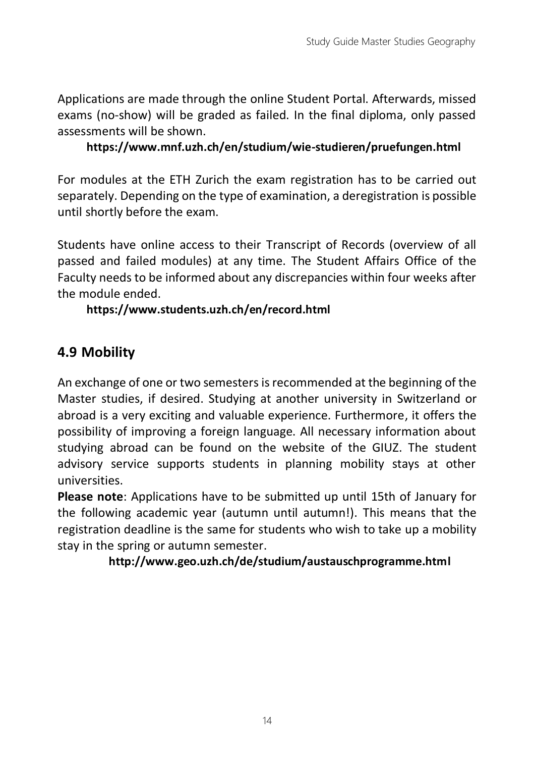Applications are made through the online Student Portal. Afterwards, missed exams (no-show) will be graded as failed. In the final diploma, only passed assessments will be shown.

**https://www.mnf.uzh.ch/en/studium/wie-studieren/pruefungen.html**

For modules at the ETH Zurich the exam registration has to be carried out separately. Depending on the type of examination, a deregistration is possible until shortly before the exam.

Students have online access to their Transcript of Records (overview of all passed and failed modules) at any time. The Student Affairs Office of the Faculty needs to be informed about any discrepancies within four weeks after the module ended.

**https://www.students.uzh.ch/en/record.html**

## 4.9 Mobility

An exchange of one or two semesters is recommended at the beginning of the Master studies, if desired. Studying at another university in Switzerland or abroad is a very exciting and valuable experience. Furthermore, it offers the possibility of improving a foreign language. All necessary information about studying abroad can be found on the website of the GIUZ. The student advisory service supports students in planning mobility stays at other universities.

**Please note**: Applications have to be submitted up until 15th of January for the following academic year (autumn until autumn!). This means that the registration deadline is the same for students who wish to take up a mobility stay in the spring or autumn semester.

**http://www.geo.uzh.ch/de/studium/austauschprogramme.html**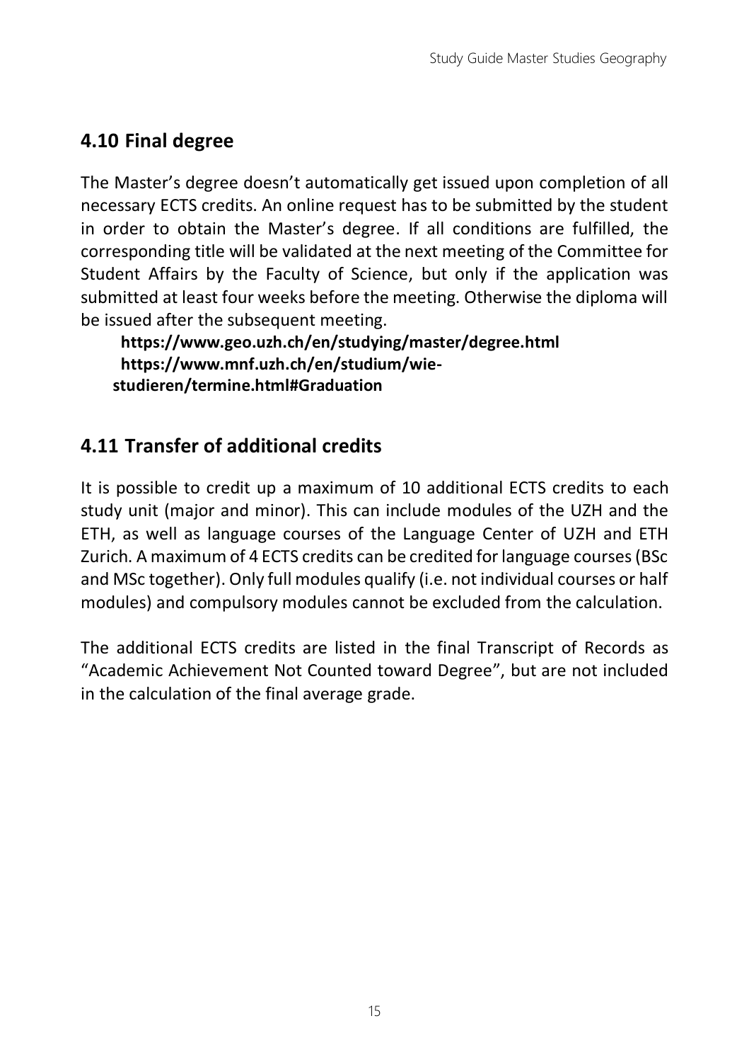## 4.10 Final degree

The Master's degree doesn't automatically get issued upon completion of all necessary ECTS credits. An online request has to be submitted by the student in order to obtain the Master's degree. If all conditions are fulfilled, the corresponding title will be validated at the next meeting of the Committee for Student Affairs by the Faculty of Science, but only if the application was submitted at least four weeks before the meeting. Otherwise the diploma will be issued after the subsequent meeting.

**https://www.geo.uzh.ch/en/studying/master/degree.html**
**https://www.mnf.uzh.ch/en/studium/wie-studieren/termine.html#Graduation**

## 4.11 Transfer of additional credits

It is possible to credit up a maximum of 10 additional ECTS credits to each study unit (major and minor). This can include modules of the UZH and the ETH, as well as language courses of the Language Center of UZH and ETH Zurich. A maximum of 4 ECTS credits can be credited for language courses (BSc and MSc together). Only full modules qualify (i.e. not individual courses or half modules) and compulsory modules cannot be excluded from the calculation.

The additional ECTS credits are listed in the final Transcript of Records as "Academic Achievement Not Counted toward Degree", but are not included in the calculation of the final average grade.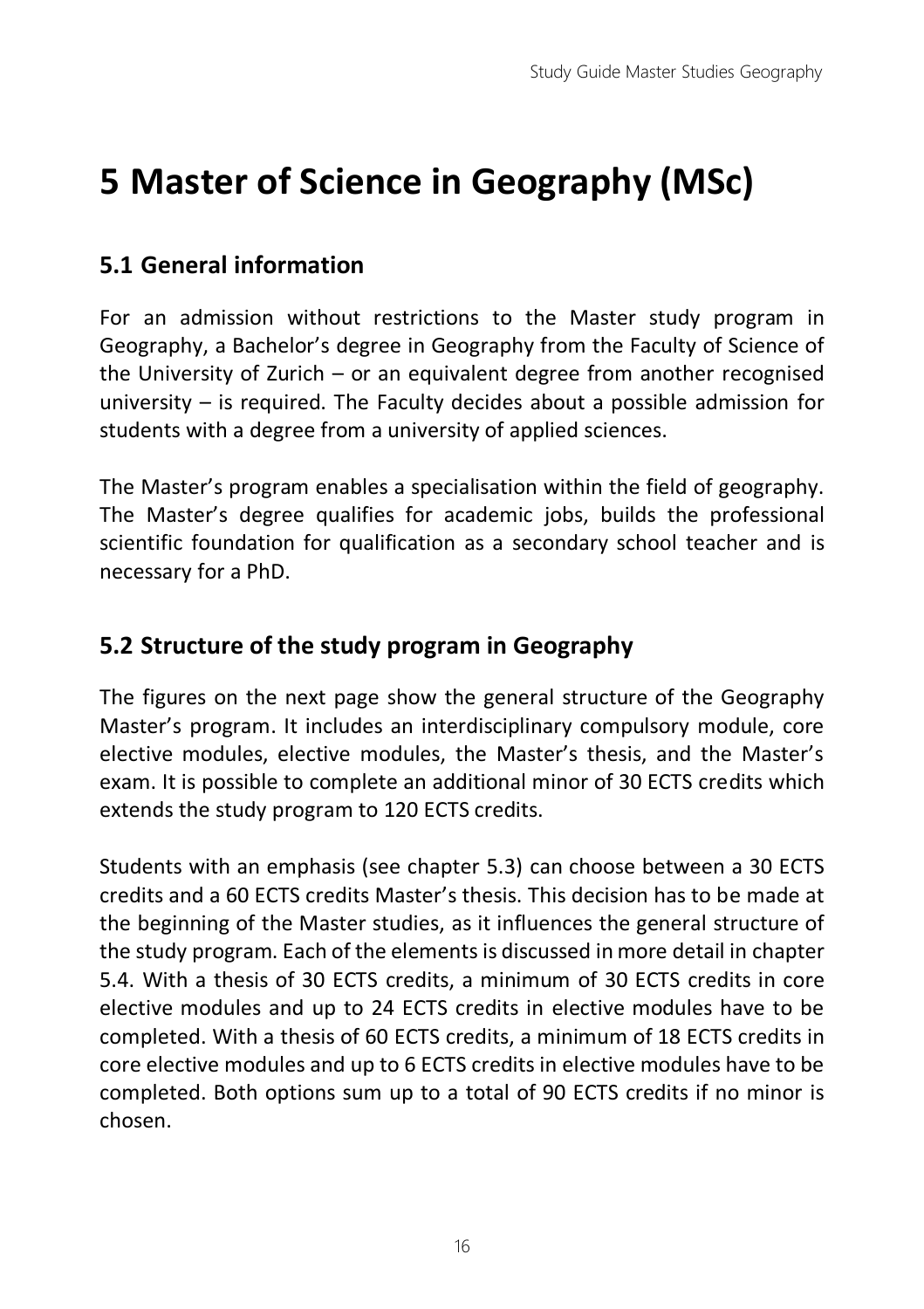# 5 Master of Science in Geography (MSc)

## 5.1 General information

For an admission without restrictions to the Master study program in Geography, a Bachelor's degree in Geography from the Faculty of Science of the University of Zurich – or an equivalent degree from another recognised university – is required. The Faculty decides about a possible admission for students with a degree from a university of applied sciences.

The Master's program enables a specialisation within the field of geography. The Master's degree qualifies for academic jobs, builds the professional scientific foundation for qualification as a secondary school teacher and is necessary for a PhD.

## 5.2 Structure of the study program in Geography

The figures on the next page show the general structure of the Geography Master's program. It includes an interdisciplinary compulsory module, core elective modules, elective modules, the Master's thesis, and the Master's exam. It is possible to complete an additional minor of 30 ECTS credits which extends the study program to 120 ECTS credits.

Students with an emphasis (see chapter 5.3) can choose between a 30 ECTS credits and a 60 ECTS credits Master's thesis. This decision has to be made at the beginning of the Master studies, as it influences the general structure of the study program. Each of the elements is discussed in more detail in chapter 5.4. With a thesis of 30 ECTS credits, a minimum of 30 ECTS credits in core elective modules and up to 24 ECTS credits in elective modules have to be completed. With a thesis of 60 ECTS credits, a minimum of 18 ECTS credits in core elective modules and up to 6 ECTS credits in elective modules have to be completed. Both options sum up to a total of 90 ECTS credits if no minor is chosen.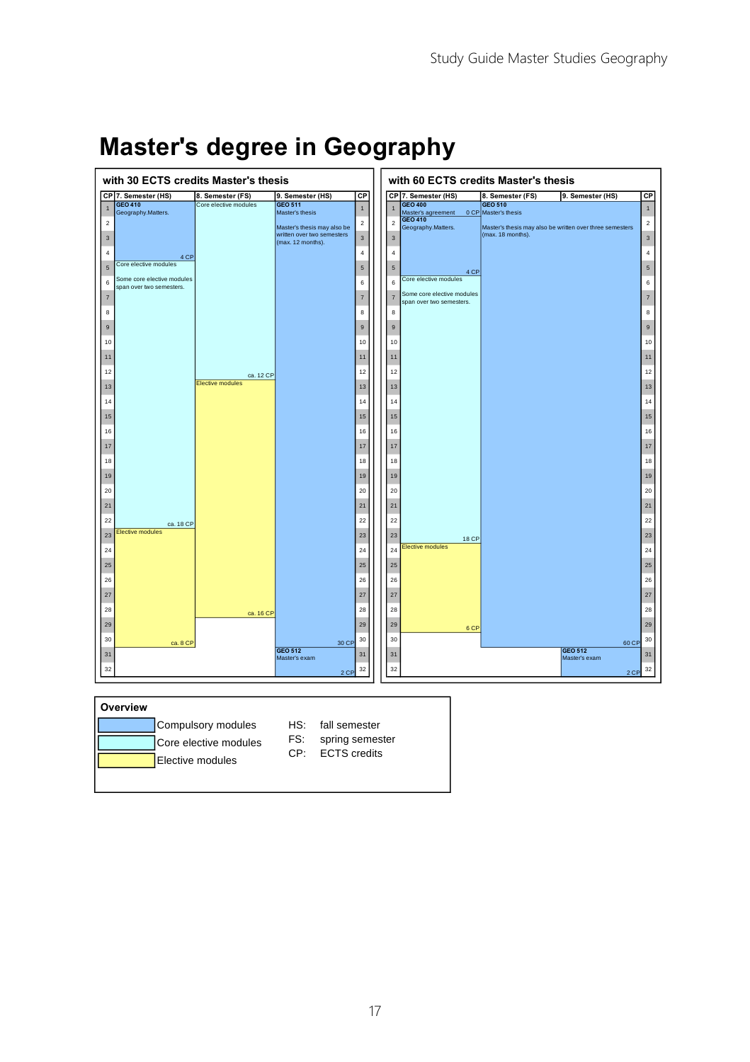# Master's degree in Geography

## with 30 ECTS credits Master's thesis

| CP | 7. Semester (HS) | 8. Semester (FS) | 9. Semester (HS) | CP |
|---|---|---|---|---|
| 1–4 | **GEO 410** Geography.Matters. (4 CP) | Core elective modules (ca. 12 CP) | **GEO 511** Master's thesis. Master's thesis may also be written over two semesters (max. 12 months). (30 CP) | 1–4 |
| 5–22 | Core elective modules. Some core elective modules span over two semesters. (ca. 18 CP) | | | 5–22 |
| 13–28 | | Elective modules (ca. 16 CP) | | 13–28 |
| 23–30 | Elective modules (ca. 8 CP) | | | 23–30 |
| 31–32 | | | **GEO 512** Master's exam (2 CP) | 31–32 |

## with 60 ECTS credits Master's thesis

| CP | 7. Semester (HS) | 8. Semester (FS) | 9. Semester (HS) | CP |
|---|---|---|---|---|
| 1 | **GEO 400** Master's agreement (0 CP) | **GEO 510** Master's thesis. Master's thesis may also be written over three semesters (max. 18 months). (60 CP) | | 1 |
| 2–5 | **GEO 410** Geography.Matters. (4 CP) | | | 2–5 |
| 6–23 | Core elective modules. Some core elective modules span over two semesters. (18 CP) | | | 6–23 |
| 24–29 | Elective modules (6 CP) | | | 24–29 |
| 31–32 | | | **GEO 512** Master's exam (2 CP) | 31–32 |

### Overview

- Compulsory modules
- Core elective modules
- Elective modules

HS: fall semester
FS: spring semester
CP: ECTS credits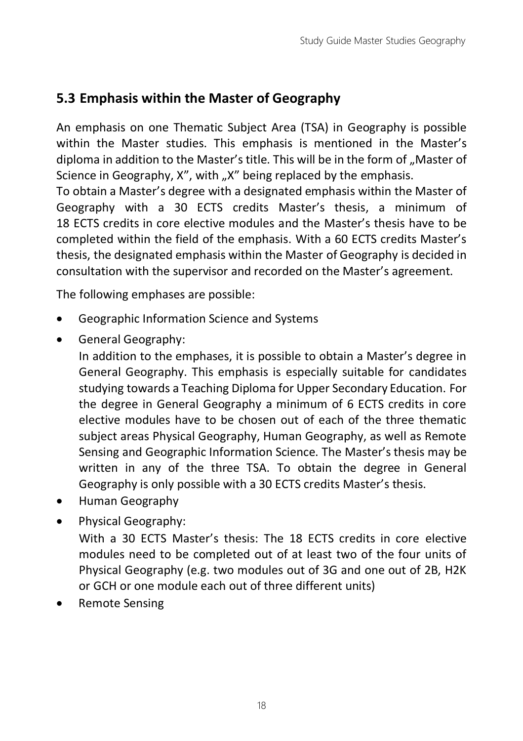## 5.3 Emphasis within the Master of Geography

An emphasis on one Thematic Subject Area (TSA) in Geography is possible within the Master studies. This emphasis is mentioned in the Master's diploma in addition to the Master's title. This will be in the form of „Master of Science in Geography, X", with „X" being replaced by the emphasis.
To obtain a Master's degree with a designated emphasis within the Master of Geography with a 30 ECTS credits Master's thesis, a minimum of 18 ECTS credits in core elective modules and the Master's thesis have to be completed within the field of the emphasis. With a 60 ECTS credits Master's thesis, the designated emphasis within the Master of Geography is decided in consultation with the supervisor and recorded on the Master's agreement.

The following emphases are possible:

- Geographic Information Science and Systems
- General Geography:
  In addition to the emphases, it is possible to obtain a Master's degree in General Geography. This emphasis is especially suitable for candidates studying towards a Teaching Diploma for Upper Secondary Education. For the degree in General Geography a minimum of 6 ECTS credits in core elective modules have to be chosen out of each of the three thematic subject areas Physical Geography, Human Geography, as well as Remote Sensing and Geographic Information Science. The Master's thesis may be written in any of the three TSA. To obtain the degree in General Geography is only possible with a 30 ECTS credits Master's thesis.
- Human Geography
- Physical Geography:
  With a 30 ECTS Master's thesis: The 18 ECTS credits in core elective modules need to be completed out of at least two of the four units of Physical Geography (e.g. two modules out of 3G and one out of 2B, H2K or GCH or one module each out of three different units)
- Remote Sensing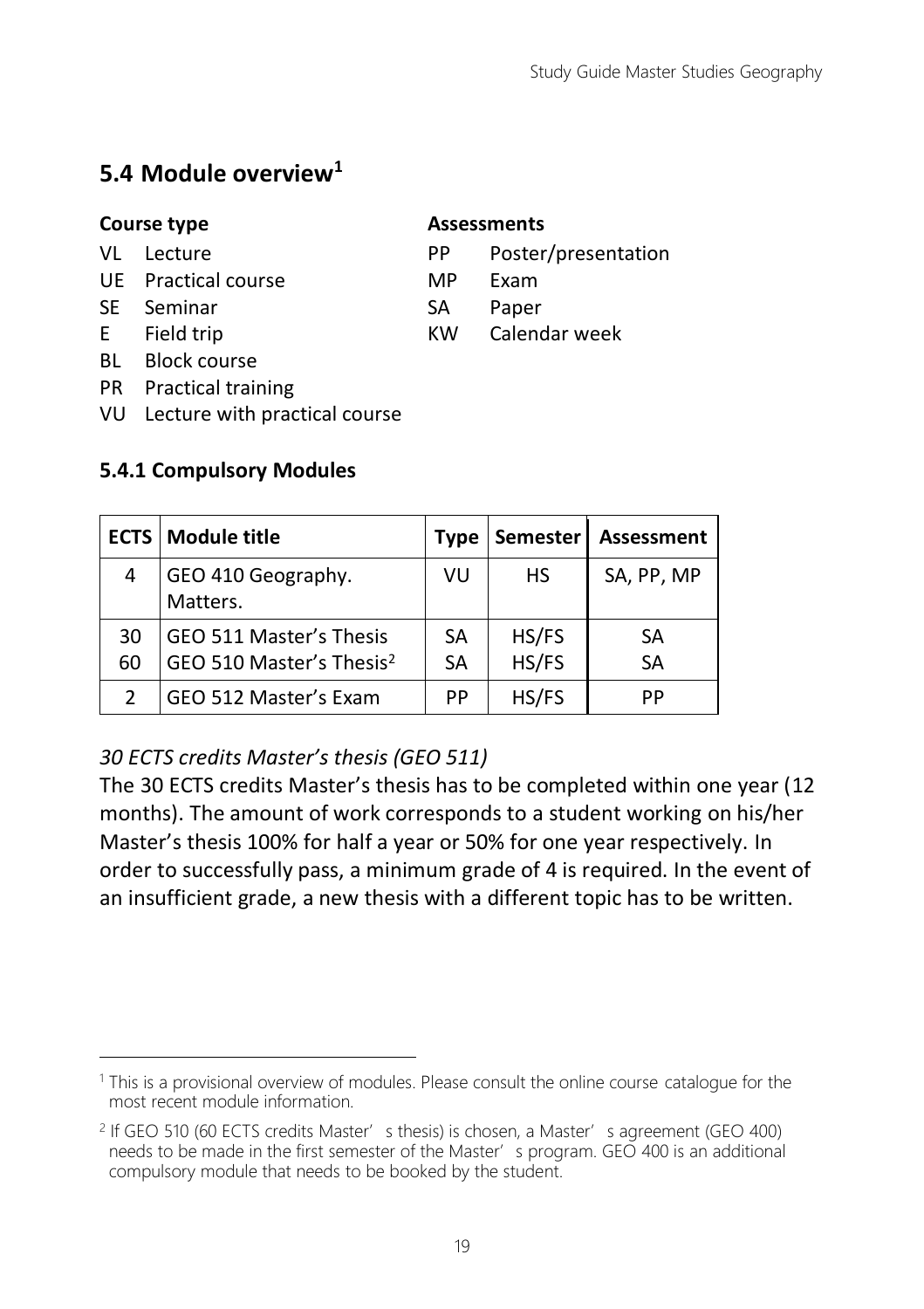## 5.4 Module overview[1]

**Course type**

- VL Lecture
- UE Practical course
- SE Seminar
- E Field trip
- BL Block course
- PR Practical training
- VU Lecture with practical course

**Assessments**

- PP Poster/presentation
- MP Exam
- SA Paper
- KW Calendar week

### 5.4.1 Compulsory Modules

| ECTS | Module title | Type | Semester | Assessment |
|---|---|---|---|---|
| 4 | GEO 410 Geography. Matters. | VU | HS | SA, PP, MP |
| 30<br>60 | GEO 511 Master's Thesis<br>GEO 510 Master's Thesis[2] | SA<br>SA | HS/FS<br>HS/FS | SA<br>SA |
| 2 | GEO 512 Master's Exam | PP | HS/FS | PP |

*30 ECTS credits Master's thesis (GEO 511)*

The 30 ECTS credits Master's thesis has to be completed within one year (12 months). The amount of work corresponds to a student working on his/her Master's thesis 100% for half a year or 50% for one year respectively. In order to successfully pass, a minimum grade of 4 is required. In the event of an insufficient grade, a new thesis with a different topic has to be written.

---

[1] This is a provisional overview of modules. Please consult the online course catalogue for the most recent module information.

[2] If GEO 510 (60 ECTS credits Master's thesis) is chosen, a Master's agreement (GEO 400) needs to be made in the first semester of the Master's program. GEO 400 is an additional compulsory module that needs to be booked by the student.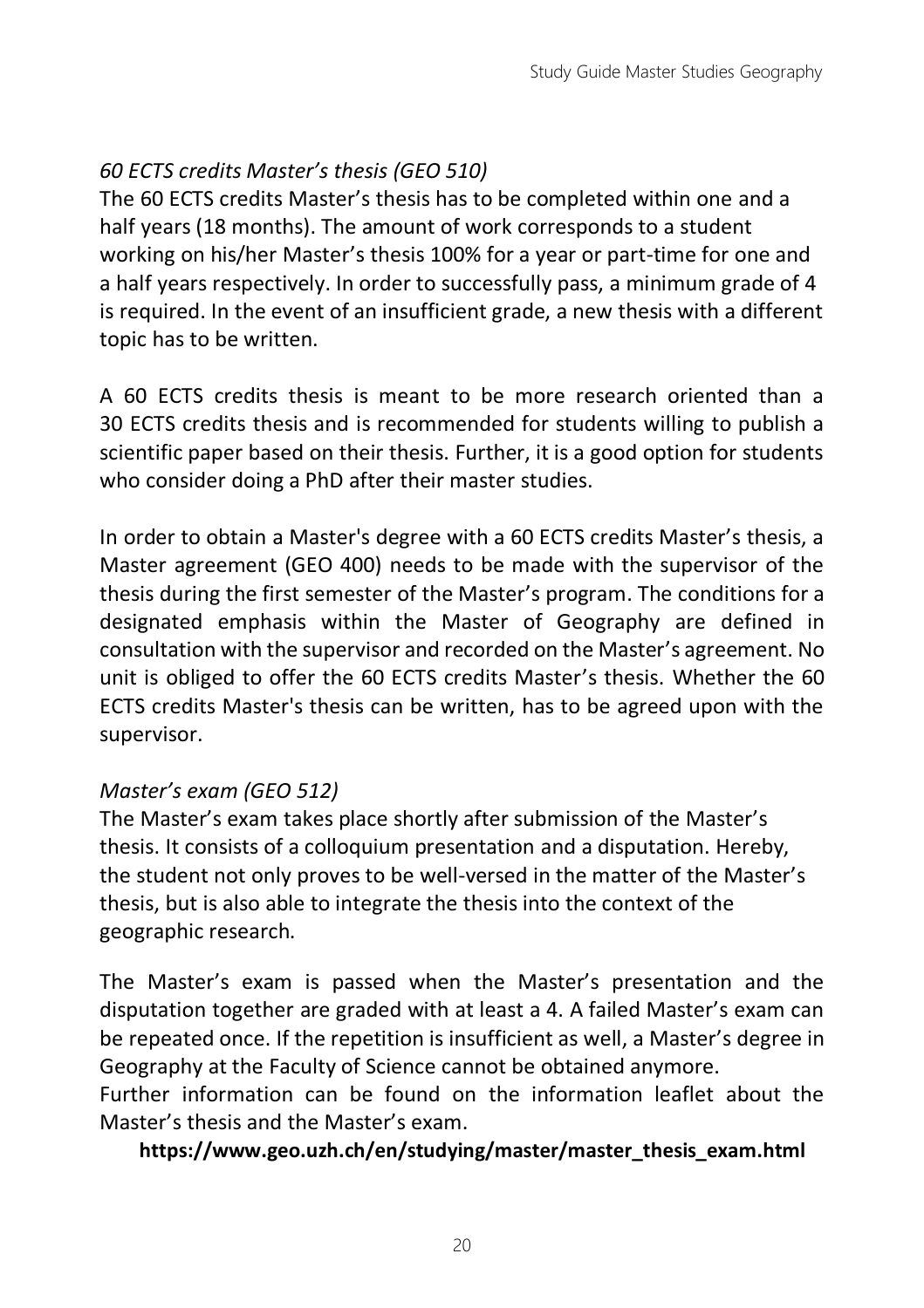*60 ECTS credits Master's thesis (GEO 510)*

The 60 ECTS credits Master's thesis has to be completed within one and a half years (18 months). The amount of work corresponds to a student working on his/her Master's thesis 100% for a year or part-time for one and a half years respectively. In order to successfully pass, a minimum grade of 4 is required. In the event of an insufficient grade, a new thesis with a different topic has to be written.

A 60 ECTS credits thesis is meant to be more research oriented than a 30 ECTS credits thesis and is recommended for students willing to publish a scientific paper based on their thesis. Further, it is a good option for students who consider doing a PhD after their master studies.

In order to obtain a Master's degree with a 60 ECTS credits Master's thesis, a Master agreement (GEO 400) needs to be made with the supervisor of the thesis during the first semester of the Master's program. The conditions for a designated emphasis within the Master of Geography are defined in consultation with the supervisor and recorded on the Master's agreement. No unit is obliged to offer the 60 ECTS credits Master's thesis. Whether the 60 ECTS credits Master's thesis can be written, has to be agreed upon with the supervisor.

*Master's exam (GEO 512)*

The Master's exam takes place shortly after submission of the Master's thesis. It consists of a colloquium presentation and a disputation. Hereby, the student not only proves to be well-versed in the matter of the Master's thesis, but is also able to integrate the thesis into the context of the geographic research.

The Master's exam is passed when the Master's presentation and the disputation together are graded with at least a 4. A failed Master's exam can be repeated once. If the repetition is insufficient as well, a Master's degree in Geography at the Faculty of Science cannot be obtained anymore.
Further information can be found on the information leaflet about the Master's thesis and the Master's exam.

**https://www.geo.uzh.ch/en/studying/master/master_thesis_exam.html**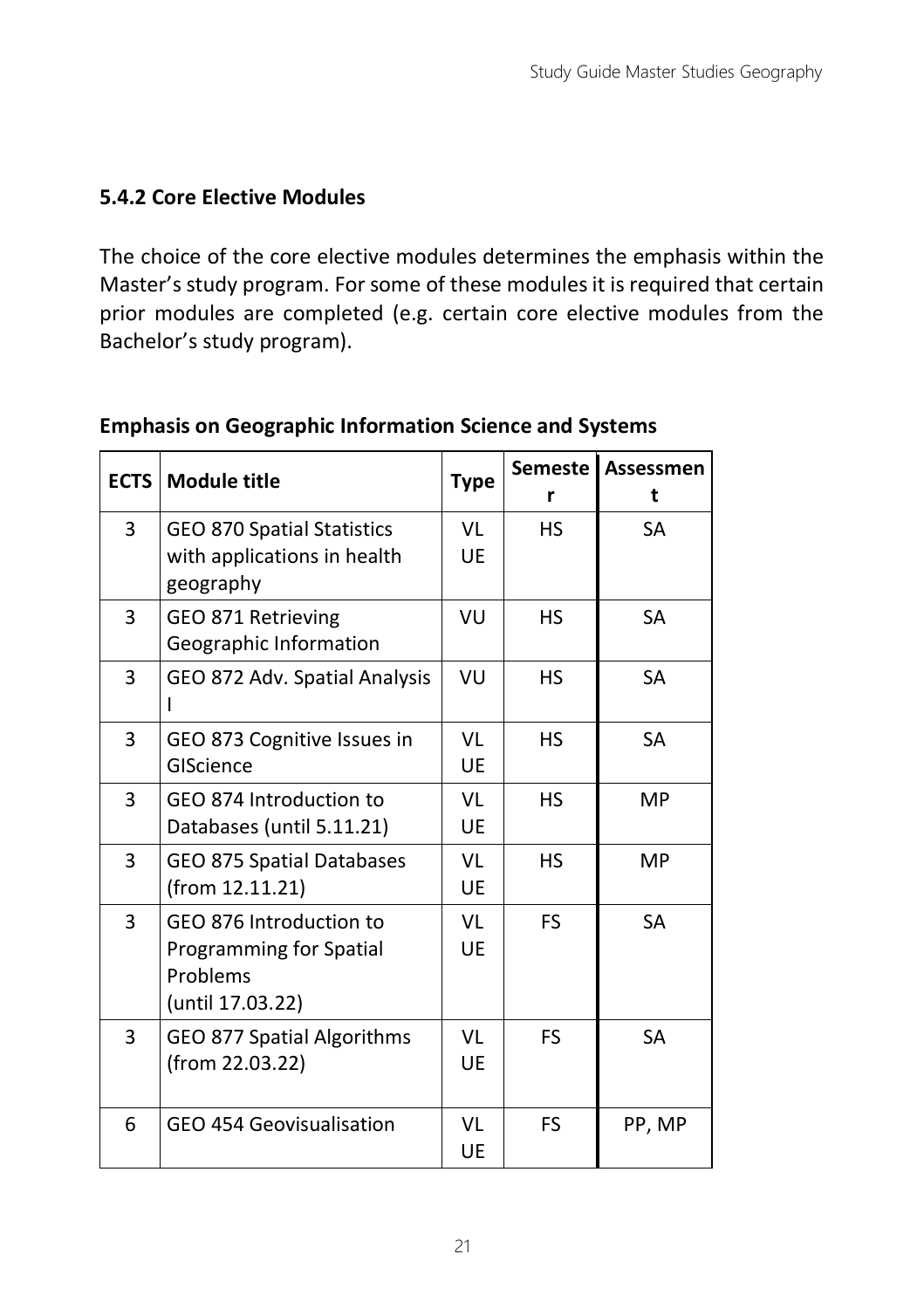### 5.4.2 Core Elective Modules

The choice of the core elective modules determines the emphasis within the Master's study program. For some of these modules it is required that certain prior modules are completed (e.g. certain core elective modules from the Bachelor's study program).

**Emphasis on Geographic Information Science and Systems**

| ECTS | Module title | Type | Semester | Assessment |
|---|---|---|---|---|
| 3 | GEO 870 Spatial Statistics with applications in health geography | VL UE | HS | SA |
| 3 | GEO 871 Retrieving Geographic Information | VU | HS | SA |
| 3 | GEO 872 Adv. Spatial Analysis I | VU | HS | SA |
| 3 | GEO 873 Cognitive Issues in GIScience | VL UE | HS | SA |
| 3 | GEO 874 Introduction to Databases (until 5.11.21) | VL UE | HS | MP |
| 3 | GEO 875 Spatial Databases (from 12.11.21) | VL UE | HS | MP |
| 3 | GEO 876 Introduction to Programming for Spatial Problems (until 17.03.22) | VL UE | FS | SA |
| 3 | GEO 877 Spatial Algorithms (from 22.03.22) | VL UE | FS | SA |
| 6 | GEO 454 Geovisualisation | VL UE | FS | PP, MP |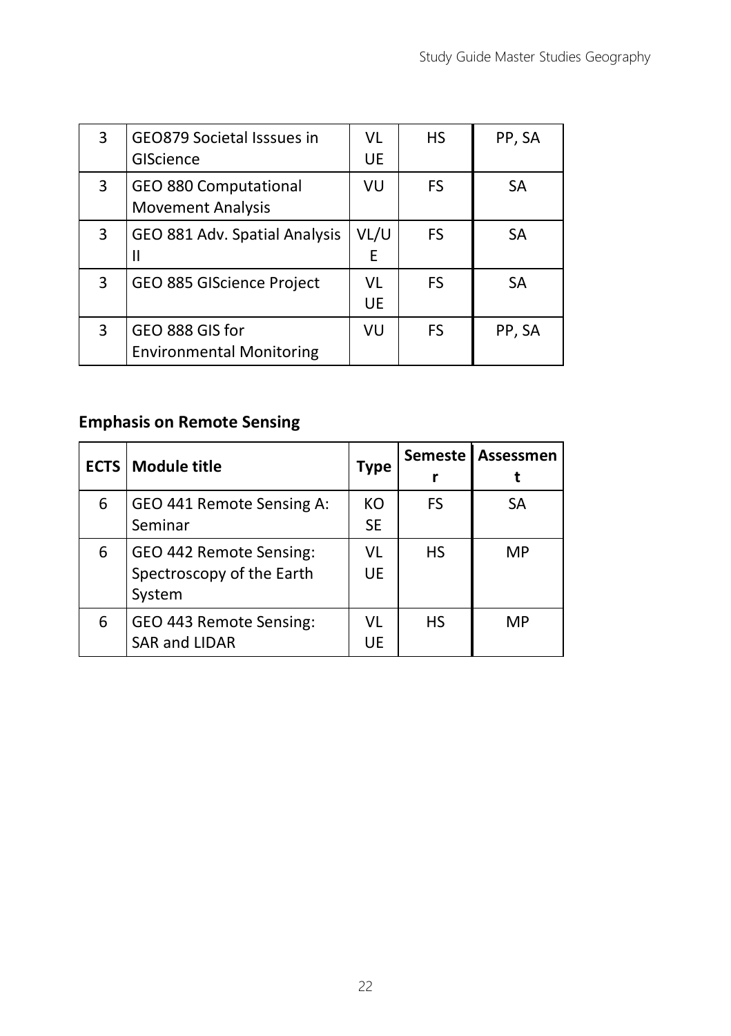| | | | | |
|---|---|---|---|---|
| 3 | GEO879 Societal Isssues in GIScience | VL UE | HS | PP, SA |
| 3 | GEO 880 Computational Movement Analysis | VU | FS | SA |
| 3 | GEO 881 Adv. Spatial Analysis II | VL/UE | FS | SA |
| 3 | GEO 885 GIScience Project | VL UE | FS | SA |
| 3 | GEO 888 GIS for Environmental Monitoring | VU | FS | PP, SA |

**Emphasis on Remote Sensing**

| ECTS | Module title | Type | Semester | Assessment |
|---|---|---|---|---|
| 6 | GEO 441 Remote Sensing A: Seminar | KO SE | FS | SA |
| 6 | GEO 442 Remote Sensing: Spectroscopy of the Earth System | VL UE | HS | MP |
| 6 | GEO 443 Remote Sensing: SAR and LIDAR | VL UE | HS | MP |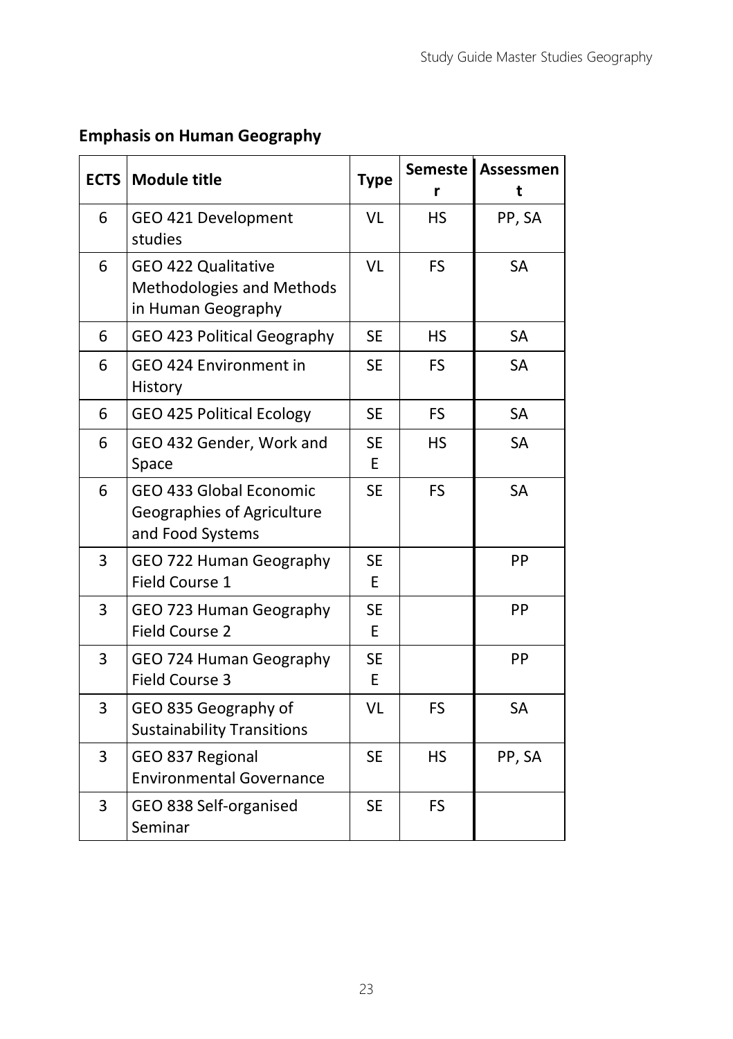**Emphasis on Human Geography**

| ECTS | Module title | Type | Semester | Assessment |
|---|---|---|---|---|
| 6 | GEO 421 Development studies | VL | HS | PP, SA |
| 6 | GEO 422 Qualitative Methodologies and Methods in Human Geography | VL | FS | SA |
| 6 | GEO 423 Political Geography | SE | HS | SA |
| 6 | GEO 424 Environment in History | SE | FS | SA |
| 6 | GEO 425 Political Ecology | SE | FS | SA |
| 6 | GEO 432 Gender, Work and Space | SE E | HS | SA |
| 6 | GEO 433 Global Economic Geographies of Agriculture and Food Systems | SE | FS | SA |
| 3 | GEO 722 Human Geography Field Course 1 | SE E | | PP |
| 3 | GEO 723 Human Geography Field Course 2 | SE E | | PP |
| 3 | GEO 724 Human Geography Field Course 3 | SE E | | PP |
| 3 | GEO 835 Geography of Sustainability Transitions | VL | FS | SA |
| 3 | GEO 837 Regional Environmental Governance | SE | HS | PP, SA |
| 3 | GEO 838 Self-organised Seminar | SE | FS | |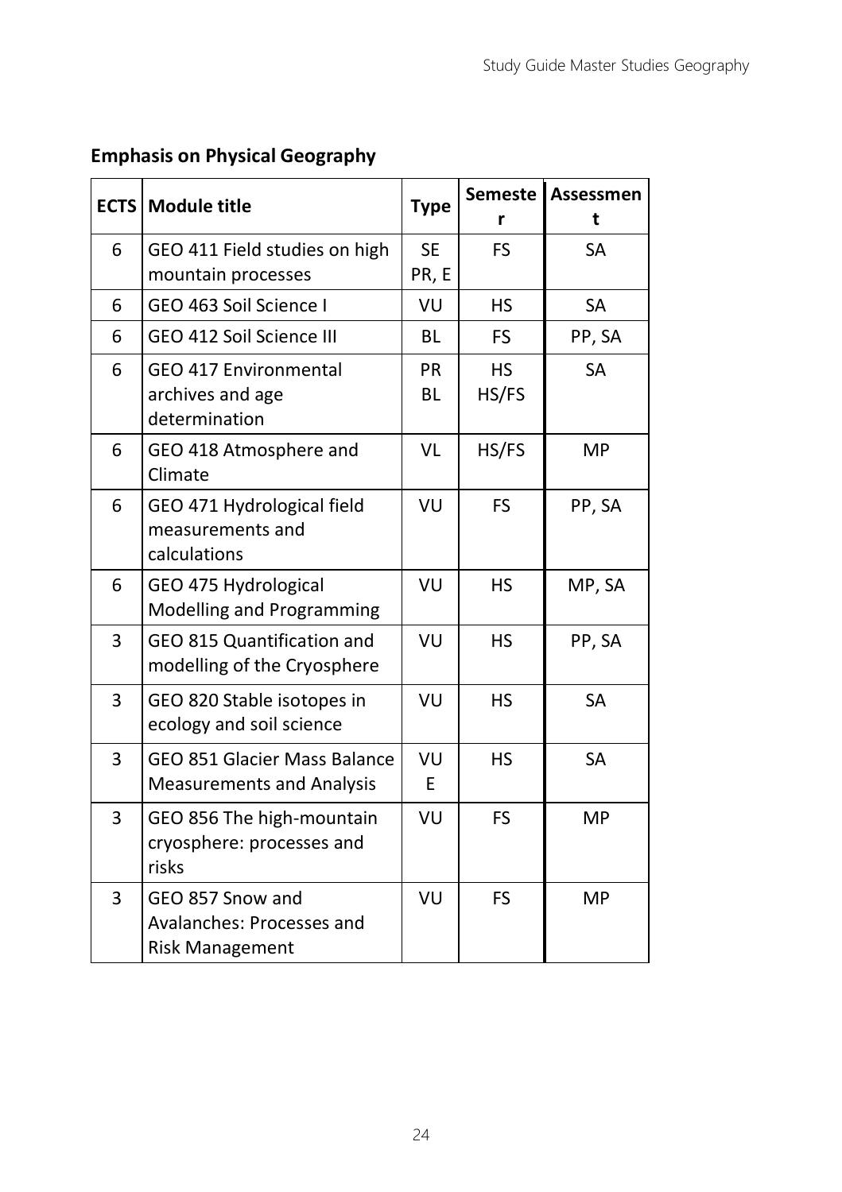**Emphasis on Physical Geography**

| ECTS | Module title | Type | Semester | Assessment |
|---|---|---|---|---|
| 6 | GEO 411 Field studies on high mountain processes | SE PR, E | FS | SA |
| 6 | GEO 463 Soil Science I | VU | HS | SA |
| 6 | GEO 412 Soil Science III | BL | FS | PP, SA |
| 6 | GEO 417 Environmental archives and age determination | PR BL | HS HS/FS | SA |
| 6 | GEO 418 Atmosphere and Climate | VL | HS/FS | MP |
| 6 | GEO 471 Hydrological field measurements and calculations | VU | FS | PP, SA |
| 6 | GEO 475 Hydrological Modelling and Programming | VU | HS | MP, SA |
| 3 | GEO 815 Quantification and modelling of the Cryosphere | VU | HS | PP, SA |
| 3 | GEO 820 Stable isotopes in ecology and soil science | VU | HS | SA |
| 3 | GEO 851 Glacier Mass Balance Measurements and Analysis | VU E | HS | SA |
| 3 | GEO 856 The high-mountain cryosphere: processes and risks | VU | FS | MP |
| 3 | GEO 857 Snow and Avalanches: Processes and Risk Management | VU | FS | MP |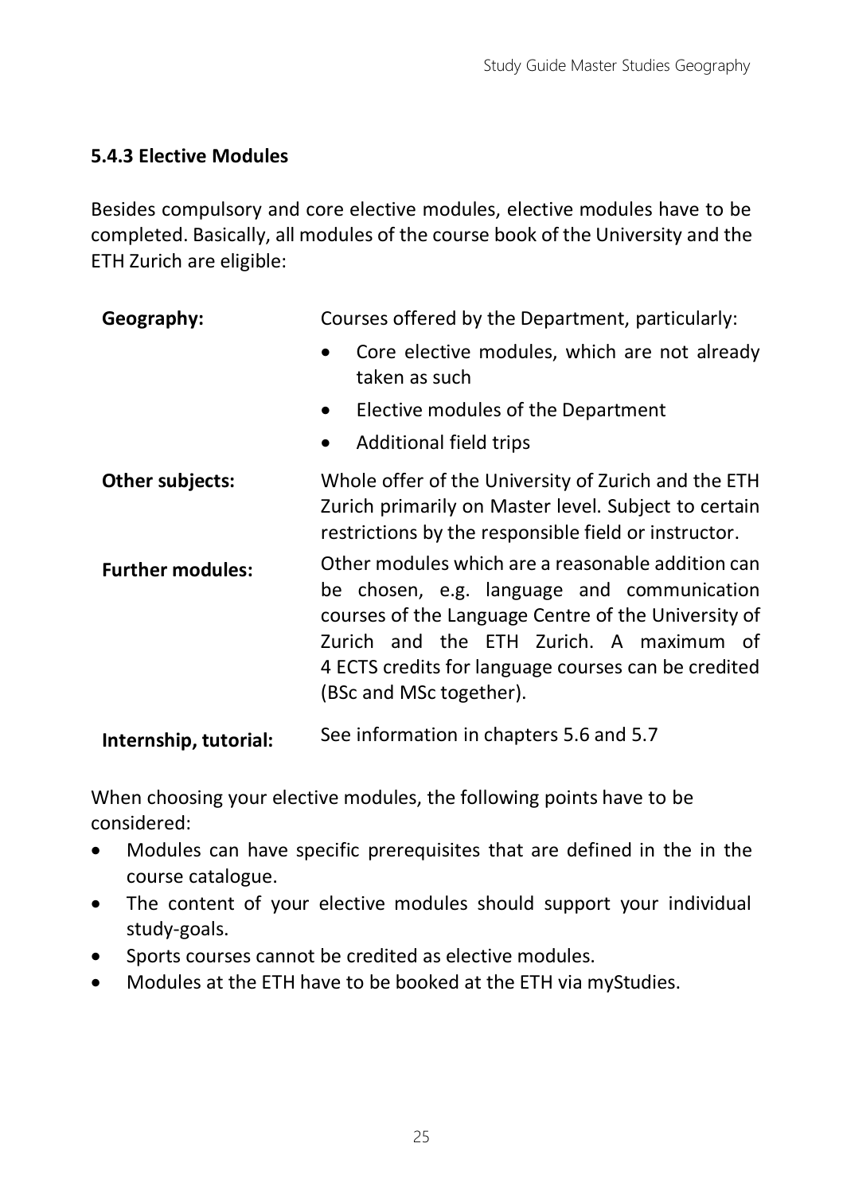### 5.4.3 Elective Modules

Besides compulsory and core elective modules, elective modules have to be completed. Basically, all modules of the course book of the University and the ETH Zurich are eligible:

| | |
|---|---|
| **Geography:** | Courses offered by the Department, particularly:<br>• Core elective modules, which are not already taken as such<br>• Elective modules of the Department<br>• Additional field trips |
| **Other subjects:** | Whole offer of the University of Zurich and the ETH Zurich primarily on Master level. Subject to certain restrictions by the responsible field or instructor. |
| **Further modules:** | Other modules which are a reasonable addition can be chosen, e.g. language and communication courses of the Language Centre of the University of Zurich and the ETH Zurich. A maximum of 4 ECTS credits for language courses can be credited (BSc and MSc together). |
| **Internship, tutorial:** | See information in chapters 5.6 and 5.7 |

When choosing your elective modules, the following points have to be considered:

- Modules can have specific prerequisites that are defined in the in the course catalogue.
- The content of your elective modules should support your individual study-goals.
- Sports courses cannot be credited as elective modules.
- Modules at the ETH have to be booked at the ETH via myStudies.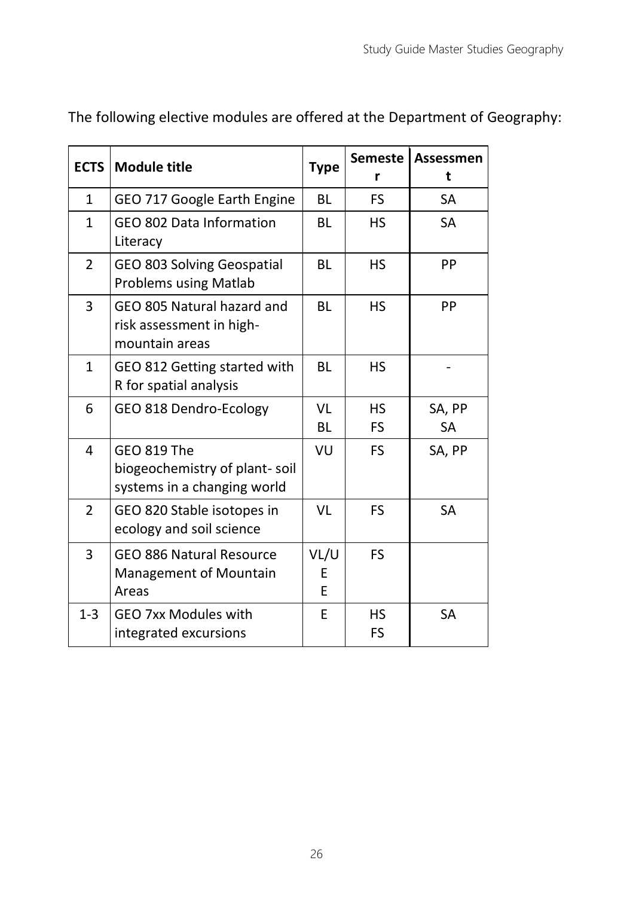The following elective modules are offered at the Department of Geography:

| ECTS | Module title | Type | Semester | Assessment |
|---|---|---|---|---|
| 1 | GEO 717 Google Earth Engine | BL | FS | SA |
| 1 | GEO 802 Data Information Literacy | BL | HS | SA |
| 2 | GEO 803 Solving Geospatial Problems using Matlab | BL | HS | PP |
| 3 | GEO 805 Natural hazard and risk assessment in high-mountain areas | BL | HS | PP |
| 1 | GEO 812 Getting started with R for spatial analysis | BL | HS | - |
| 6 | GEO 818 Dendro-Ecology | VL<br>BL | HS<br>FS | SA, PP<br>SA |
| 4 | GEO 819 The biogeochemistry of plant- soil systems in a changing world | VU | FS | SA, PP |
| 2 | GEO 820 Stable isotopes in ecology and soil science | VL | FS | SA |
| 3 | GEO 886 Natural Resource Management of Mountain Areas | VL/UE<br>E | FS | |
| 1-3 | GEO 7xx Modules with integrated excursions | E | HS<br>FS | SA |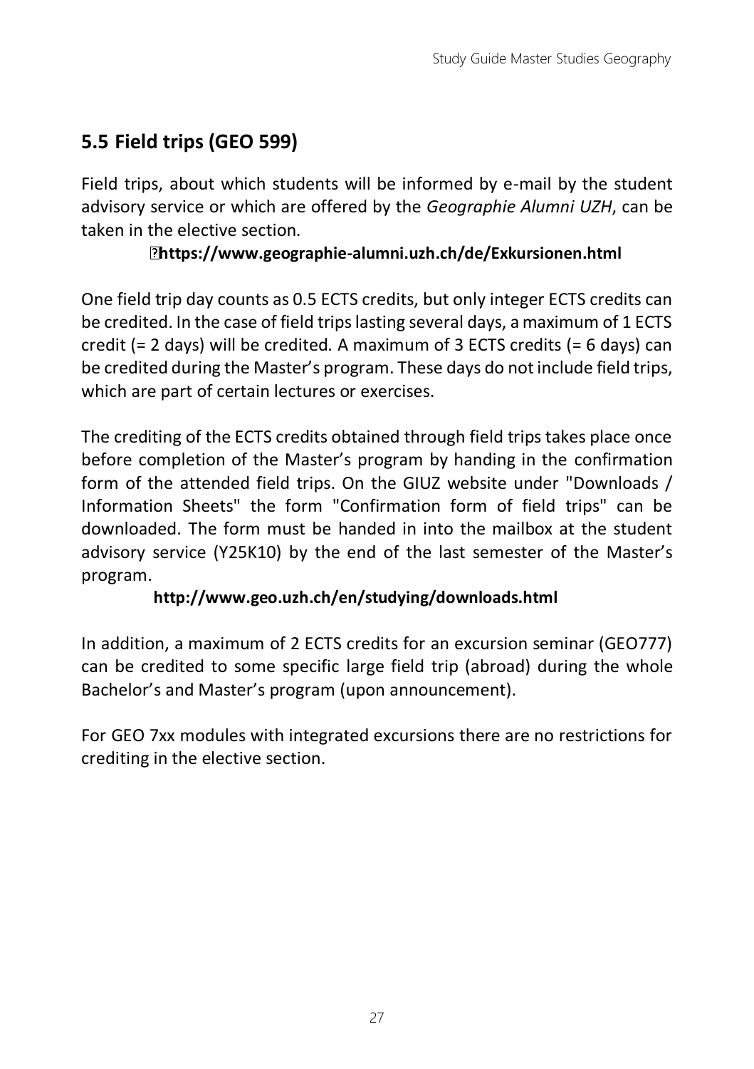## 5.5 Field trips (GEO 599)

Field trips, about which students will be informed by e-mail by the student advisory service or which are offered by the *Geographie Alumni UZH*, can be taken in the elective section.

**https://www.geographie-alumni.uzh.ch/de/Exkursionen.html**

One field trip day counts as 0.5 ECTS credits, but only integer ECTS credits can be credited. In the case of field trips lasting several days, a maximum of 1 ECTS credit (= 2 days) will be credited. A maximum of 3 ECTS credits (= 6 days) can be credited during the Master's program. These days do not include field trips, which are part of certain lectures or exercises.

The crediting of the ECTS credits obtained through field trips takes place once before completion of the Master's program by handing in the confirmation form of the attended field trips. On the GIUZ website under "Downloads / Information Sheets" the form "Confirmation form of field trips" can be downloaded. The form must be handed in into the mailbox at the student advisory service (Y25K10) by the end of the last semester of the Master's program.

**http://www.geo.uzh.ch/en/studying/downloads.html**

In addition, a maximum of 2 ECTS credits for an excursion seminar (GEO777) can be credited to some specific large field trip (abroad) during the whole Bachelor's and Master's program (upon announcement).

For GEO 7xx modules with integrated excursions there are no restrictions for crediting in the elective section.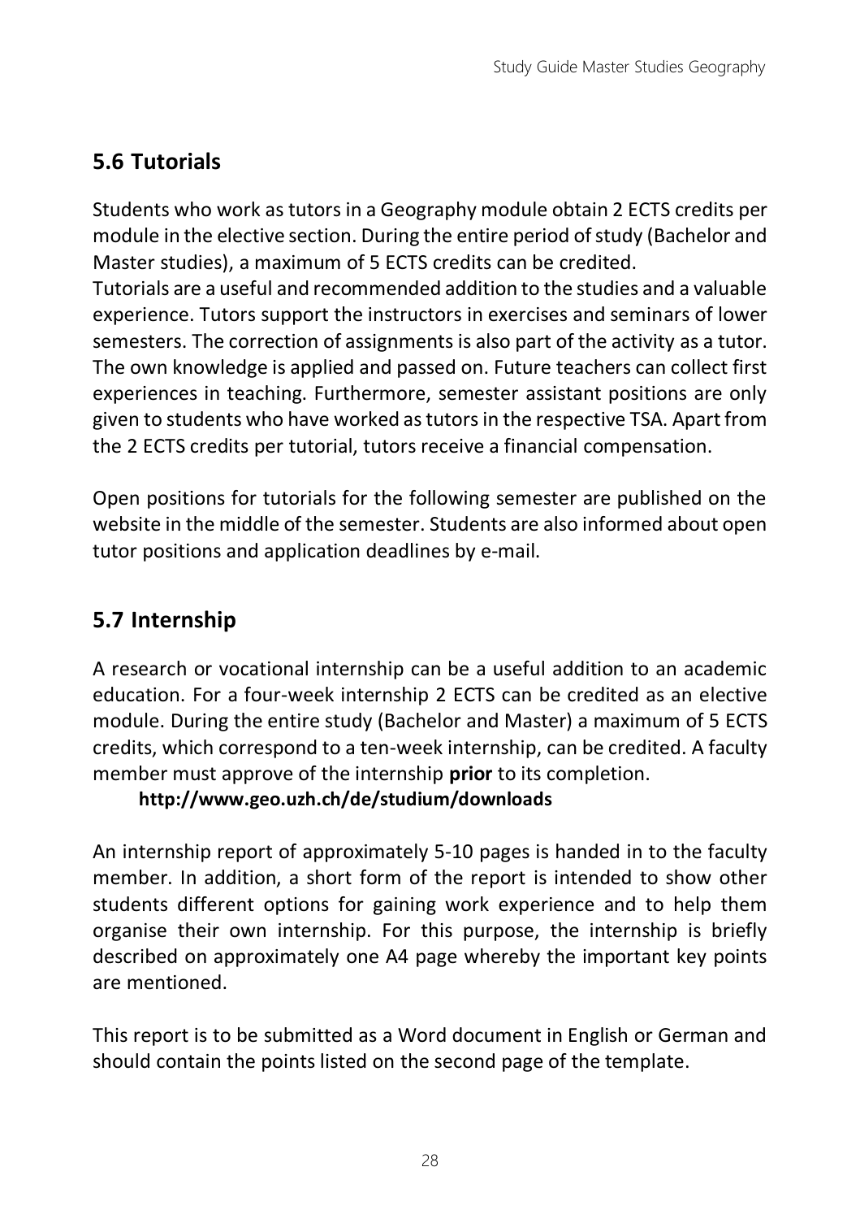## 5.6 Tutorials

Students who work as tutors in a Geography module obtain 2 ECTS credits per module in the elective section. During the entire period of study (Bachelor and Master studies), a maximum of 5 ECTS credits can be credited.
Tutorials are a useful and recommended addition to the studies and a valuable experience. Tutors support the instructors in exercises and seminars of lower semesters. The correction of assignments is also part of the activity as a tutor. The own knowledge is applied and passed on. Future teachers can collect first experiences in teaching. Furthermore, semester assistant positions are only given to students who have worked as tutors in the respective TSA. Apart from the 2 ECTS credits per tutorial, tutors receive a financial compensation.

Open positions for tutorials for the following semester are published on the website in the middle of the semester. Students are also informed about open tutor positions and application deadlines by e-mail.

## 5.7 Internship

A research or vocational internship can be a useful addition to an academic education. For a four-week internship 2 ECTS can be credited as an elective module. During the entire study (Bachelor and Master) a maximum of 5 ECTS credits, which correspond to a ten-week internship, can be credited. A faculty member must approve of the internship **prior** to its completion.

**http://www.geo.uzh.ch/de/studium/downloads**

An internship report of approximately 5-10 pages is handed in to the faculty member. In addition, a short form of the report is intended to show other students different options for gaining work experience and to help them organise their own internship. For this purpose, the internship is briefly described on approximately one A4 page whereby the important key points are mentioned.

This report is to be submitted as a Word document in English or German and should contain the points listed on the second page of the template.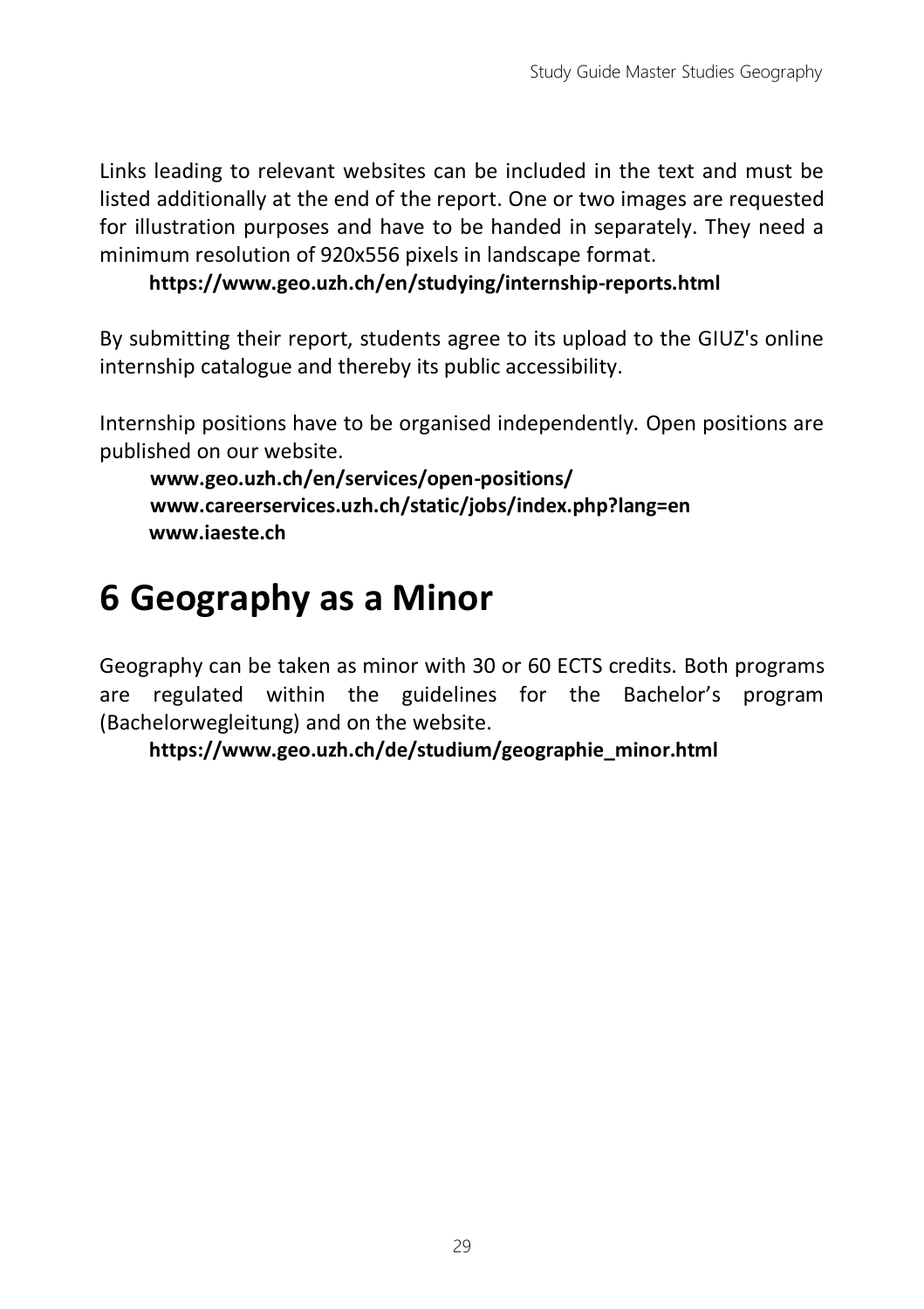Links leading to relevant websites can be included in the text and must be listed additionally at the end of the report. One or two images are requested for illustration purposes and have to be handed in separately. They need a minimum resolution of 920x556 pixels in landscape format.

**https://www.geo.uzh.ch/en/studying/internship-reports.html**

By submitting their report, students agree to its upload to the GIUZ's online internship catalogue and thereby its public accessibility.

Internship positions have to be organised independently. Open positions are published on our website.

**www.geo.uzh.ch/en/services/open-positions/**
**www.careerservices.uzh.ch/static/jobs/index.php?lang=en**
**www.iaeste.ch**

# 6 Geography as a Minor

Geography can be taken as minor with 30 or 60 ECTS credits. Both programs are regulated within the guidelines for the Bachelor's program (Bachelorwegleitung) and on the website.

**https://www.geo.uzh.ch/de/studium/geographie_minor.html**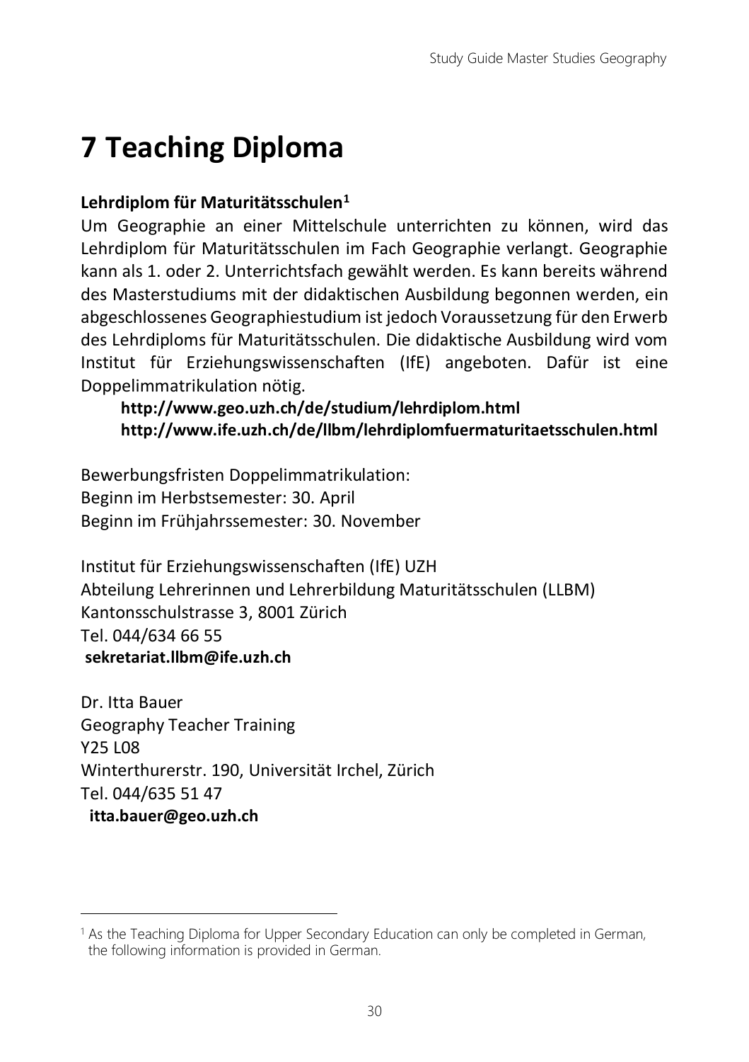# 7 Teaching Diploma

**Lehrdiplom für Maturitätsschulen**[1]

Um Geographie an einer Mittelschule unterrichten zu können, wird das Lehrdiplom für Maturitätsschulen im Fach Geographie verlangt. Geographie kann als 1. oder 2. Unterrichtsfach gewählt werden. Es kann bereits während des Masterstudiums mit der didaktischen Ausbildung begonnen werden, ein abgeschlossenes Geographiestudium ist jedoch Voraussetzung für den Erwerb des Lehrdiploms für Maturitätsschulen. Die didaktische Ausbildung wird vom Institut für Erziehungswissenschaften (IfE) angeboten. Dafür ist eine Doppelimmatrikulation nötig.

> **http://www.geo.uzh.ch/de/studium/lehrdiplom.html**
> **http://www.ife.uzh.ch/de/llbm/lehrdiplomfuermaturitaetsschulen.html**

Bewerbungsfristen Doppelimmatrikulation:
Beginn im Herbstsemester: 30. April
Beginn im Frühjahrssemester: 30. November

Institut für Erziehungswissenschaften (IfE) UZH
Abteilung Lehrerinnen und Lehrerbildung Maturitätsschulen (LLBM)
Kantonsschulstrasse 3, 8001 Zürich
Tel. 044/634 66 55
**sekretariat.llbm@ife.uzh.ch**

Dr. Itta Bauer
Geography Teacher Training
Y25 L08
Winterthurerstr. 190, Universität Irchel, Zürich
Tel. 044/635 51 47
**itta.bauer@geo.uzh.ch**

---

[1] As the Teaching Diploma for Upper Secondary Education can only be completed in German, the following information is provided in German.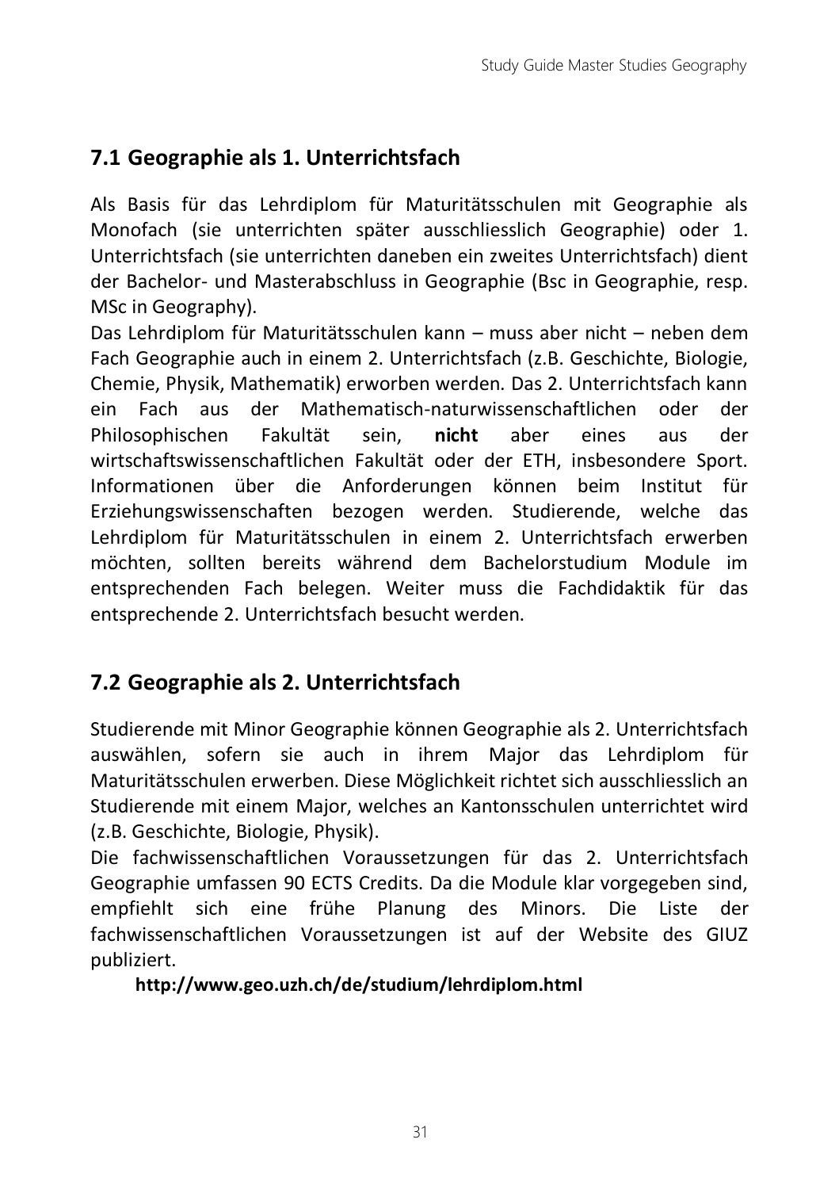## 7.1 Geographie als 1. Unterrichtsfach

Als Basis für das Lehrdiplom für Maturitätsschulen mit Geographie als Monofach (sie unterrichten später ausschliesslich Geographie) oder 1. Unterrichtsfach (sie unterrichten daneben ein zweites Unterrichtsfach) dient der Bachelor- und Masterabschluss in Geographie (Bsc in Geographie, resp. MSc in Geography).

Das Lehrdiplom für Maturitätsschulen kann – muss aber nicht – neben dem Fach Geographie auch in einem 2. Unterrichtsfach (z.B. Geschichte, Biologie, Chemie, Physik, Mathematik) erworben werden. Das 2. Unterrichtsfach kann ein Fach aus der Mathematisch-naturwissenschaftlichen oder der Philosophischen Fakultät sein, **nicht** aber eines aus der wirtschaftswissenschaftlichen Fakultät oder der ETH, insbesondere Sport. Informationen über die Anforderungen können beim Institut für Erziehungswissenschaften bezogen werden. Studierende, welche das Lehrdiplom für Maturitätsschulen in einem 2. Unterrichtsfach erwerben möchten, sollten bereits während dem Bachelorstudium Module im entsprechenden Fach belegen. Weiter muss die Fachdidaktik für das entsprechende 2. Unterrichtsfach besucht werden.

## 7.2 Geographie als 2. Unterrichtsfach

Studierende mit Minor Geographie können Geographie als 2. Unterrichtsfach auswählen, sofern sie auch in ihrem Major das Lehrdiplom für Maturitätsschulen erwerben. Diese Möglichkeit richtet sich ausschliesslich an Studierende mit einem Major, welches an Kantonsschulen unterrichtet wird (z.B. Geschichte, Biologie, Physik).

Die fachwissenschaftlichen Voraussetzungen für das 2. Unterrichtsfach Geographie umfassen 90 ECTS Credits. Da die Module klar vorgegeben sind, empfiehlt sich eine frühe Planung des Minors. Die Liste der fachwissenschaftlichen Voraussetzungen ist auf der Website des GIUZ publiziert.

**http://www.geo.uzh.ch/de/studium/lehrdiplom.html**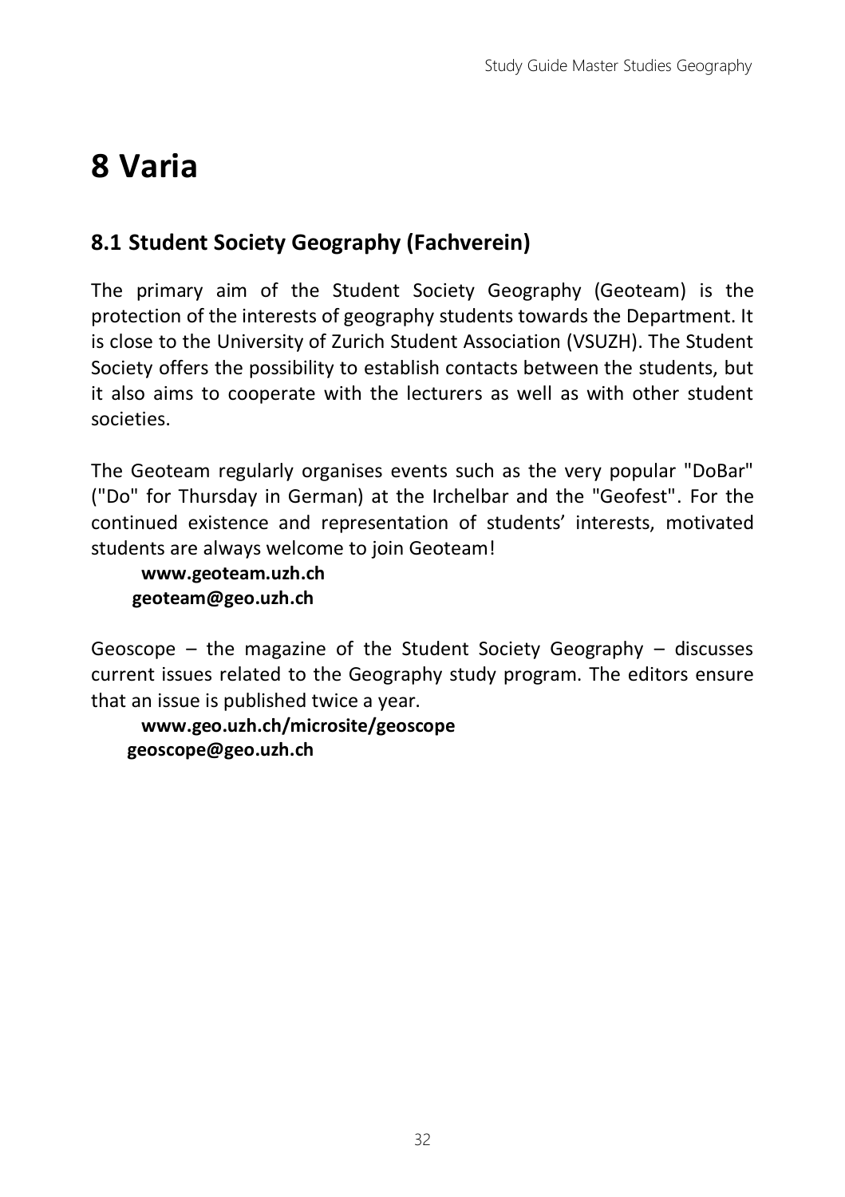# 8 Varia

## 8.1 Student Society Geography (Fachverein)

The primary aim of the Student Society Geography (Geoteam) is the protection of the interests of geography students towards the Department. It is close to the University of Zurich Student Association (VSUZH). The Student Society offers the possibility to establish contacts between the students, but it also aims to cooperate with the lecturers as well as with other student societies.

The Geoteam regularly organises events such as the very popular "DoBar" ("Do" for Thursday in German) at the Irchelbar and the "Geofest". For the continued existence and representation of students' interests, motivated students are always welcome to join Geoteam!

**www.geoteam.uzh.ch**
**geoteam@geo.uzh.ch**

Geoscope – the magazine of the Student Society Geography – discusses current issues related to the Geography study program. The editors ensure that an issue is published twice a year.

**www.geo.uzh.ch/microsite/geoscope**
**geoscope@geo.uzh.ch**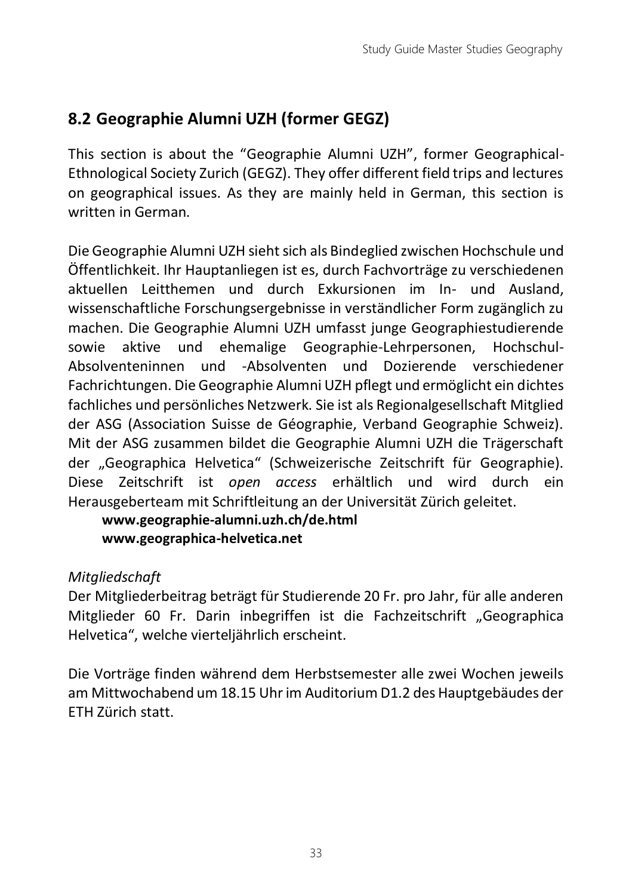## 8.2 Geographie Alumni UZH (former GEGZ)

This section is about the "Geographie Alumni UZH", former Geographical-Ethnological Society Zurich (GEGZ). They offer different field trips and lectures on geographical issues. As they are mainly held in German, this section is written in German.

Die Geographie Alumni UZH sieht sich als Bindeglied zwischen Hochschule und Öffentlichkeit. Ihr Hauptanliegen ist es, durch Fachvorträge zu verschiedenen aktuellen Leitthemen und durch Exkursionen im In- und Ausland, wissenschaftliche Forschungsergebnisse in verständlicher Form zugänglich zu machen. Die Geographie Alumni UZH umfasst junge Geographiestudierende sowie aktive und ehemalige Geographie-Lehrpersonen, Hochschul-Absolventeninnen und -Absolventen und Dozierende verschiedener Fachrichtungen. Die Geographie Alumni UZH pflegt und ermöglicht ein dichtes fachliches und persönliches Netzwerk. Sie ist als Regionalgesellschaft Mitglied der ASG (Association Suisse de Géographie, Verband Geographie Schweiz). Mit der ASG zusammen bildet die Geographie Alumni UZH die Trägerschaft der „Geographica Helvetica" (Schweizerische Zeitschrift für Geographie). Diese Zeitschrift ist *open access* erhältlich und wird durch ein Herausgeberteam mit Schriftleitung an der Universität Zürich geleitet.

**www.geographie-alumni.uzh.ch/de.html**
**www.geographica-helvetica.net**

*Mitgliedschaft*
Der Mitgliederbeitrag beträgt für Studierende 20 Fr. pro Jahr, für alle anderen Mitglieder 60 Fr. Darin inbegriffen ist die Fachzeitschrift „Geographica Helvetica", welche vierteljährlich erscheint.

Die Vorträge finden während dem Herbstsemester alle zwei Wochen jeweils am Mittwochabend um 18.15 Uhr im Auditorium D1.2 des Hauptgebäudes der ETH Zürich statt.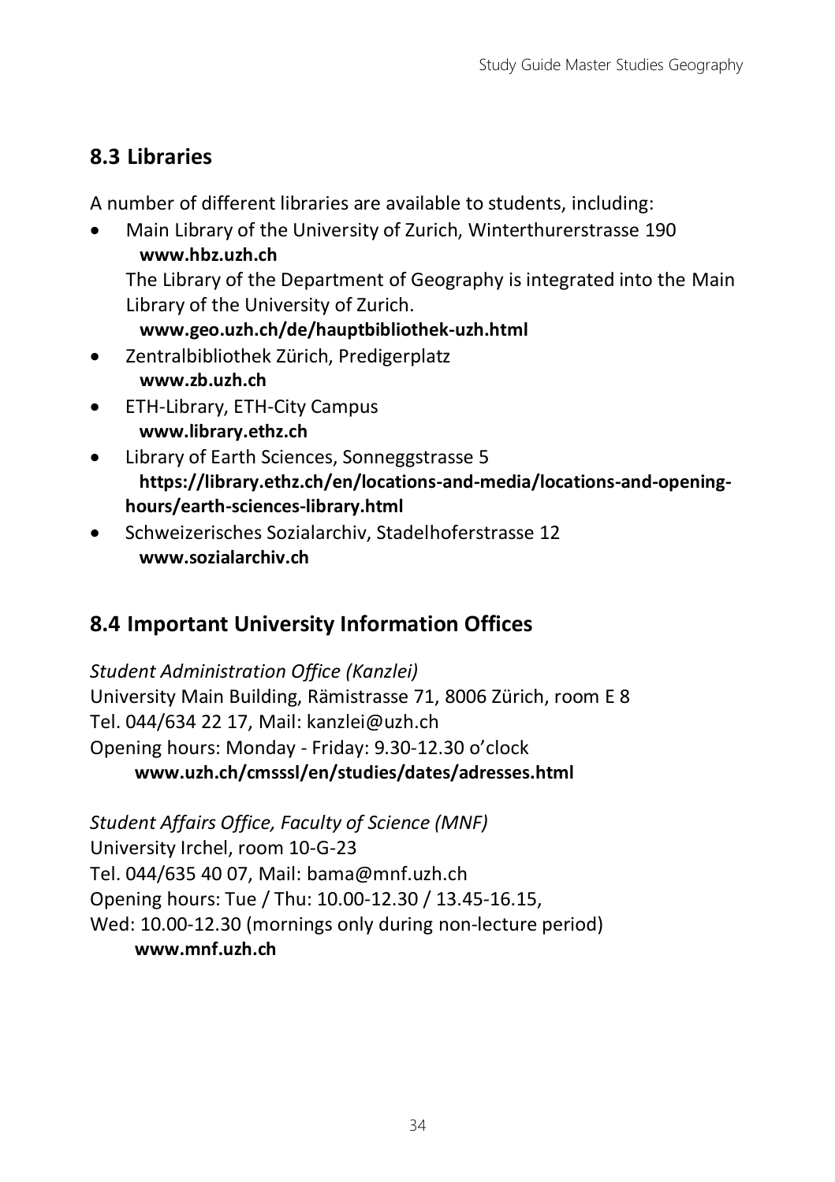## 8.3 Libraries

A number of different libraries are available to students, including:

- Main Library of the University of Zurich, Winterthurerstrasse 190
  **www.hbz.uzh.ch**
  The Library of the Department of Geography is integrated into the Main Library of the University of Zurich.
  **www.geo.uzh.ch/de/hauptbibliothek-uzh.html**
- Zentralbibliothek Zürich, Predigerplatz
  **www.zb.uzh.ch**
- ETH-Library, ETH-City Campus
  **www.library.ethz.ch**
- Library of Earth Sciences, Sonneggstrasse 5
  **https://library.ethz.ch/en/locations-and-media/locations-and-opening-hours/earth-sciences-library.html**
- Schweizerisches Sozialarchiv, Stadelhoferstrasse 12
  **www.sozialarchiv.ch**

## 8.4 Important University Information Offices

*Student Administration Office (Kanzlei)*
University Main Building, Rämistrasse 71, 8006 Zürich, room E 8
Tel. 044/634 22 17, Mail: kanzlei@uzh.ch
Opening hours: Monday - Friday: 9.30-12.30 o'clock
**www.uzh.ch/cmsssl/en/studies/dates/adresses.html**

*Student Affairs Office, Faculty of Science (MNF)*
University Irchel, room 10-G-23
Tel. 044/635 40 07, Mail: bama@mnf.uzh.ch
Opening hours: Tue / Thu: 10.00-12.30 / 13.45-16.15,
Wed: 10.00-12.30 (mornings only during non-lecture period)
**www.mnf.uzh.ch**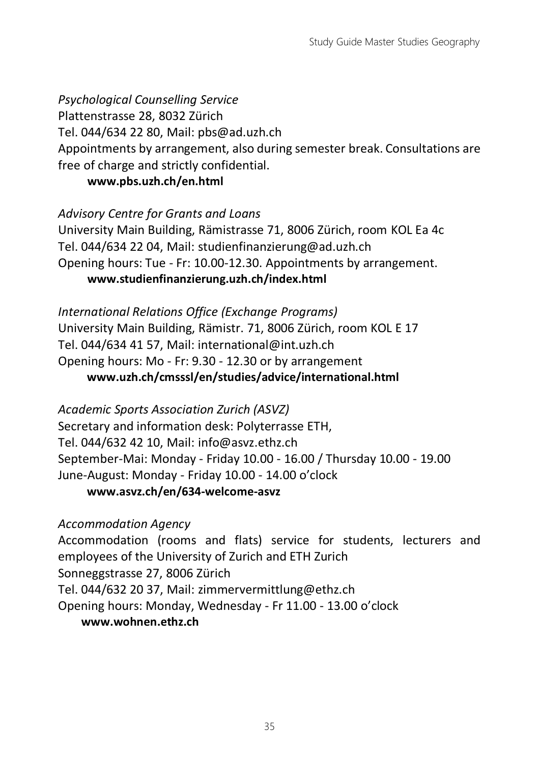*Psychological Counselling Service*
Plattenstrasse 28, 8032 Zürich
Tel. 044/634 22 80, Mail: pbs@ad.uzh.ch
Appointments by arrangement, also during semester break. Consultations are free of charge and strictly confidential.

**www.pbs.uzh.ch/en.html**

*Advisory Centre for Grants and Loans*
University Main Building, Rämistrasse 71, 8006 Zürich, room KOL Ea 4c
Tel. 044/634 22 04, Mail: studienfinanzierung@ad.uzh.ch
Opening hours: Tue - Fr: 10.00-12.30. Appointments by arrangement.

**www.studienfinanzierung.uzh.ch/index.html**

*International Relations Office (Exchange Programs)*
University Main Building, Rämistr. 71, 8006 Zürich, room KOL E 17
Tel. 044/634 41 57, Mail: international@int.uzh.ch
Opening hours: Mo - Fr: 9.30 - 12.30 or by arrangement

**www.uzh.ch/cmsssl/en/studies/advice/international.html**

*Academic Sports Association Zurich (ASVZ)*
Secretary and information desk: Polyterrasse ETH,
Tel. 044/632 42 10, Mail: info@asvz.ethz.ch
September-Mai: Monday - Friday 10.00 - 16.00 / Thursday 10.00 - 19.00
June-August: Monday - Friday 10.00 - 14.00 o'clock

**www.asvz.ch/en/634-welcome-asvz**

*Accommodation Agency*
Accommodation (rooms and flats) service for students, lecturers and employees of the University of Zurich and ETH Zurich
Sonneggstrasse 27, 8006 Zürich
Tel. 044/632 20 37, Mail: zimmervermittlung@ethz.ch
Opening hours: Monday, Wednesday - Fr 11.00 - 13.00 o'clock

**www.wohnen.ethz.ch**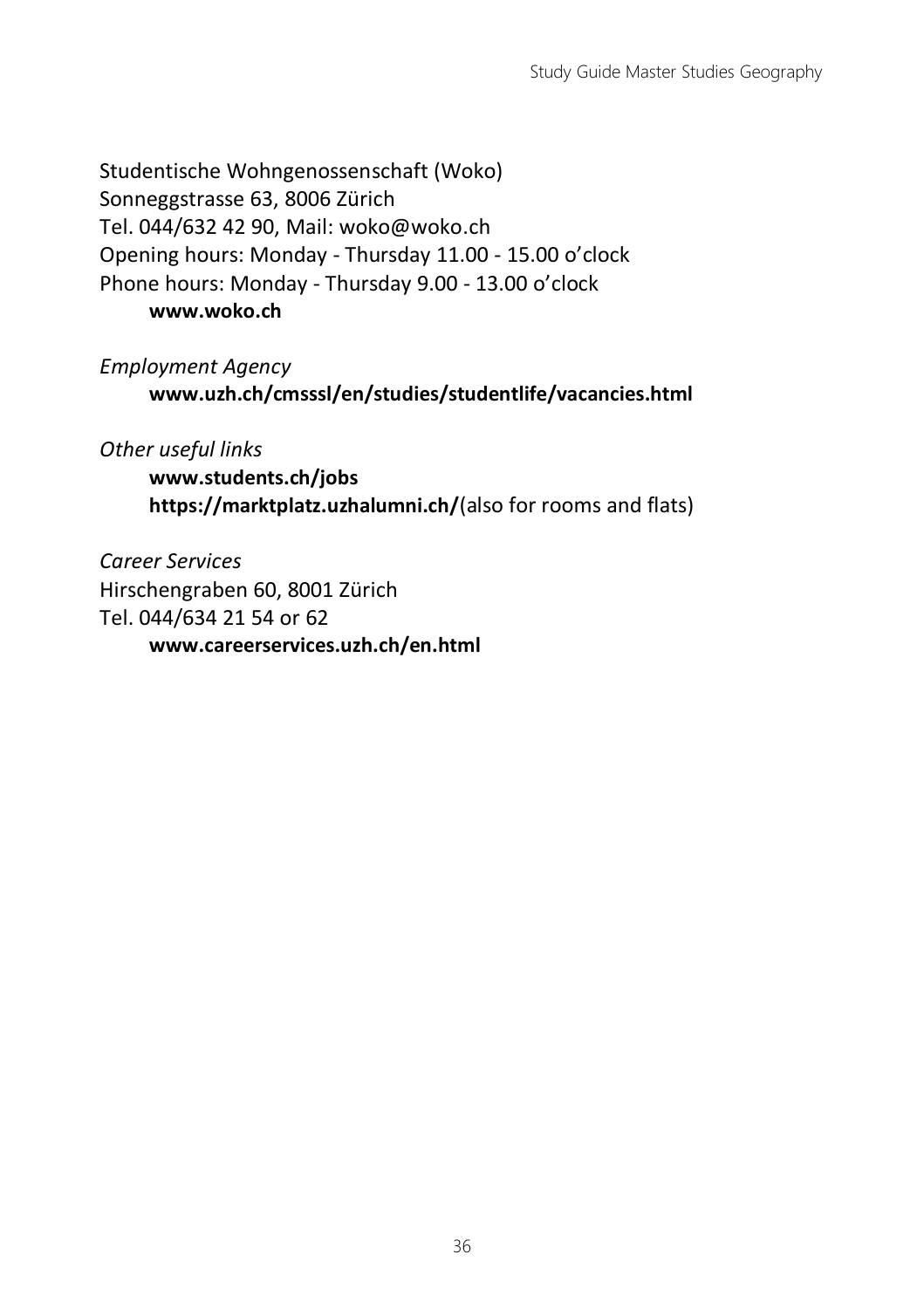Studentische Wohngenossenschaft (Woko)
Sonneggstrasse 63, 8006 Zürich
Tel. 044/632 42 90, Mail: woko@woko.ch
Opening hours: Monday - Thursday 11.00 - 15.00 o'clock
Phone hours: Monday - Thursday 9.00 - 13.00 o'clock

**www.woko.ch**

*Employment Agency*

**www.uzh.ch/cmsssl/en/studies/studentlife/vacancies.html**

*Other useful links*

**www.students.ch/jobs**
**https://marktplatz.uzhalumni.ch/**(also for rooms and flats)

*Career Services*
Hirschengraben 60, 8001 Zürich
Tel. 044/634 21 54 or 62

**www.careerservices.uzh.ch/en.html**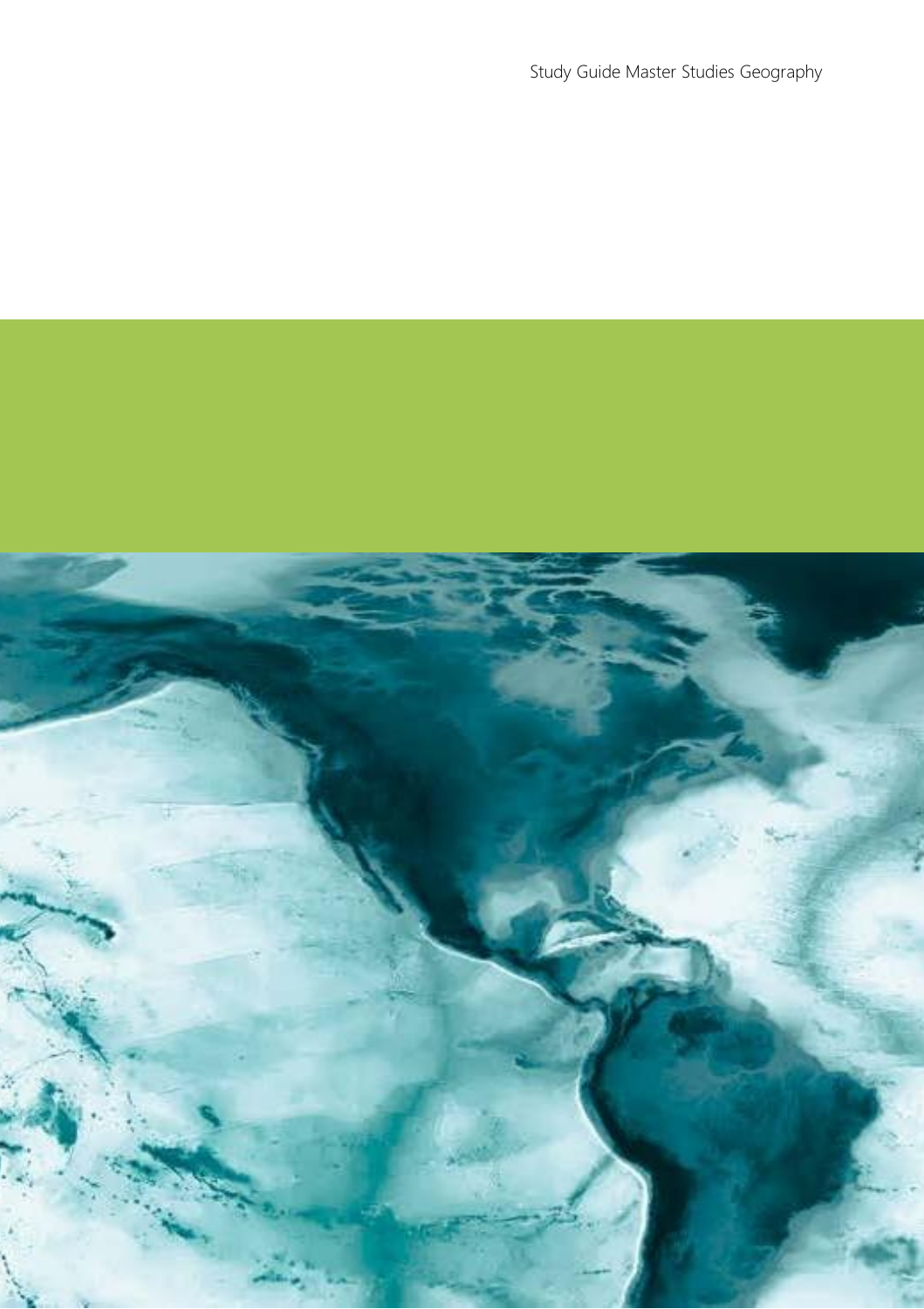Study Guide Master Studies Geography